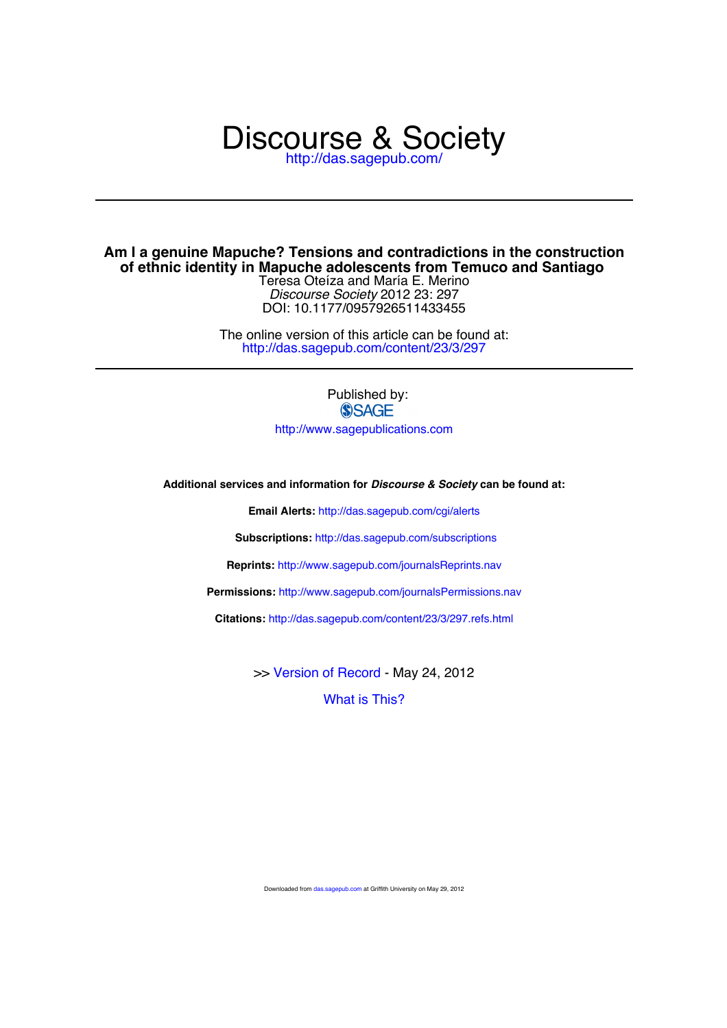# Discourse & Society

http://das.sagepub.com/

---

## Am I a genuine Mapuche? Tensions and contradictions in the construction of ethnic identity in Mapuche adolescents from Temuco and Santiago

Teresa Oteíza and María E. Merino

*Discourse Society* 2012 23: 297

DOI: 10.1177/0957926511433455

The online version of this article can be found at:
http://das.sagepub.com/content/23/3/297

---

Published by:

SAGE

http://www.sagepublications.com

**Additional services and information for *Discourse & Society* can be found at:**

**Email Alerts:** http://das.sagepub.com/cgi/alerts

**Subscriptions:** http://das.sagepub.com/subscriptions

**Reprints:** http://www.sagepub.com/journalsReprints.nav

**Permissions:** http://www.sagepub.com/journalsPermissions.nav

**Citations:** http://das.sagepub.com/content/23/3/297.refs.html

>> Version of Record - May 24, 2012

What is This?

Downloaded from das.sagepub.com at Griffith University on May 29, 2012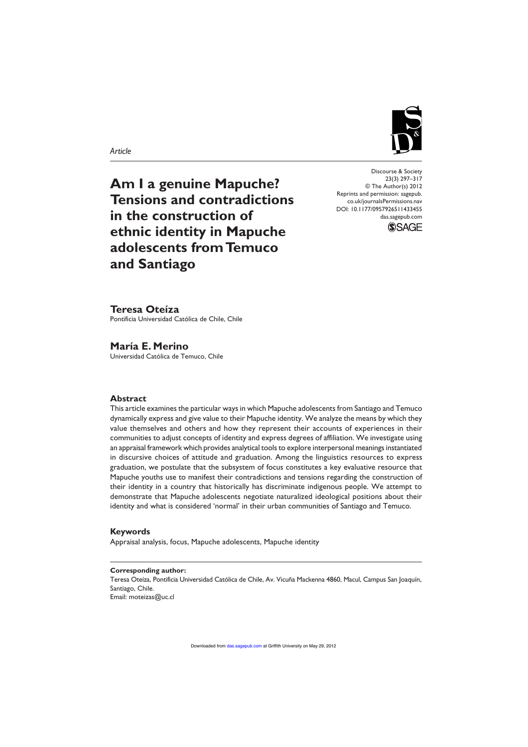*Article*

# Am I a genuine Mapuche? Tensions and contradictions in the construction of ethnic identity in Mapuche adolescents from Temuco and Santiago

Discourse & Society
23(3) 297–317
© The Author(s) 2012
Reprints and permission: sagepub.co.uk/journalsPermissions.nav
DOI: 10.1177/0957926511433455
das.sagepub.com

**Teresa Oteíza**
Pontificia Universidad Católica de Chile, Chile

**María E. Merino**
Universidad Católica de Temuco, Chile

## Abstract

This article examines the particular ways in which Mapuche adolescents from Santiago and Temuco dynamically express and give value to their Mapuche identity. We analyze the means by which they value themselves and others and how they represent their accounts of experiences in their communities to adjust concepts of identity and express degrees of affiliation. We investigate using an appraisal framework which provides analytical tools to explore interpersonal meanings instantiated in discursive choices of attitude and graduation. Among the linguistics resources to express graduation, we postulate that the subsystem of focus constitutes a key evaluative resource that Mapuche youths use to manifest their contradictions and tensions regarding the construction of their identity in a country that historically has discriminate indigenous people. We attempt to demonstrate that Mapuche adolescents negotiate naturalized ideological positions about their identity and what is considered 'normal' in their urban communities of Santiago and Temuco.

## Keywords

Appraisal analysis, focus, Mapuche adolescents, Mapuche identity

**Corresponding author:**
Teresa Oteíza, Pontificia Universidad Católica de Chile, Av. Vicuña Mackenna 4860, Macul, Campus San Joaquín, Santiago, Chile.
Email: moteizas@uc.cl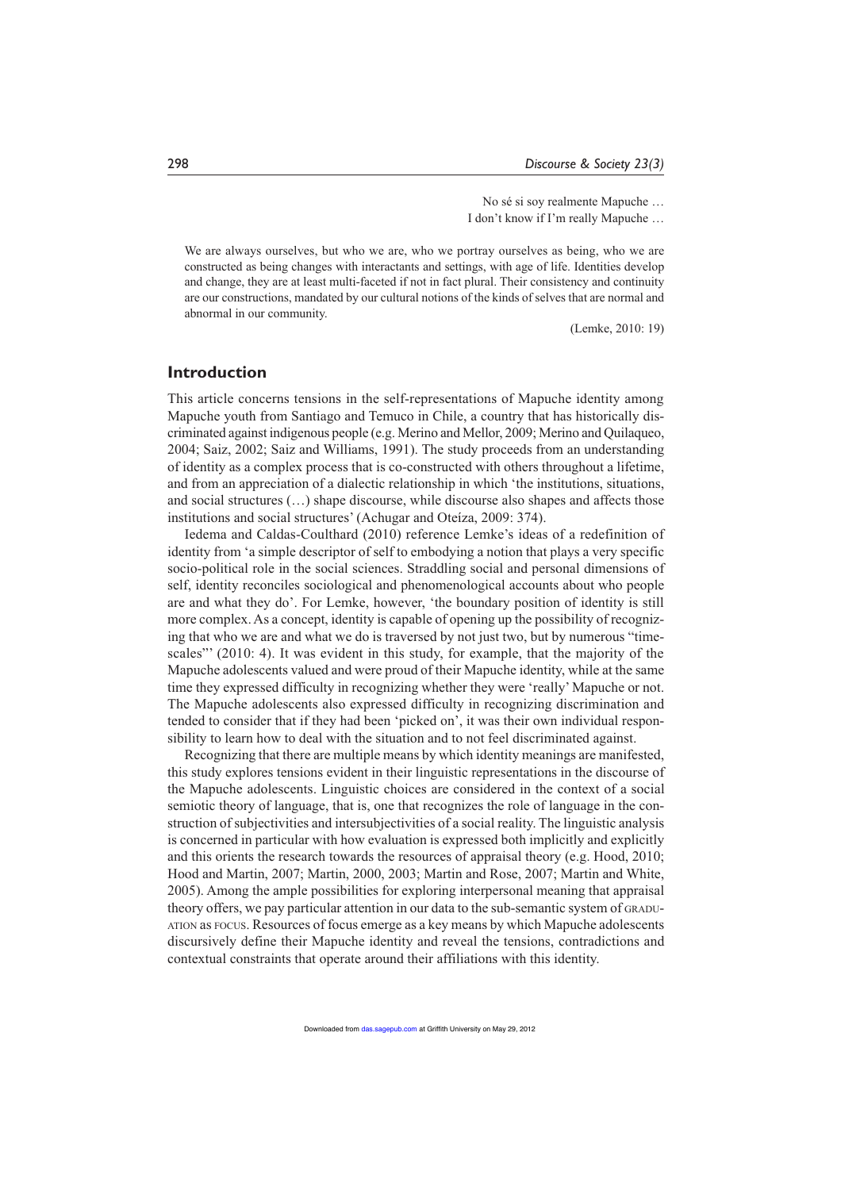No sé si soy realmente Mapuche …
I don't know if I'm really Mapuche …

> We are always ourselves, but who we are, who we portray ourselves as being, who we are constructed as being changes with interactants and settings, with age of life. Identities develop and change, they are at least multi-faceted if not in fact plural. Their consistency and continuity are our constructions, mandated by our cultural notions of the kinds of selves that are normal and abnormal in our community.
>
> (Lemke, 2010: 19)

## Introduction

This article concerns tensions in the self-representations of Mapuche identity among Mapuche youth from Santiago and Temuco in Chile, a country that has historically discriminated against indigenous people (e.g. Merino and Mellor, 2009; Merino and Quilaqueo, 2004; Saiz, 2002; Saiz and Williams, 1991). The study proceeds from an understanding of identity as a complex process that is co-constructed with others throughout a lifetime, and from an appreciation of a dialectic relationship in which 'the institutions, situations, and social structures (…) shape discourse, while discourse also shapes and affects those institutions and social structures' (Achugar and Oteíza, 2009: 374).

Iedema and Caldas-Coulthard (2010) reference Lemke's ideas of a redefinition of identity from 'a simple descriptor of self to embodying a notion that plays a very specific socio-political role in the social sciences. Straddling social and personal dimensions of self, identity reconciles sociological and phenomenological accounts about who people are and what they do'. For Lemke, however, 'the boundary position of identity is still more complex. As a concept, identity is capable of opening up the possibility of recognizing that who we are and what we do is traversed by not just two, but by numerous "timescales"' (2010: 4). It was evident in this study, for example, that the majority of the Mapuche adolescents valued and were proud of their Mapuche identity, while at the same time they expressed difficulty in recognizing whether they were 'really' Mapuche or not. The Mapuche adolescents also expressed difficulty in recognizing discrimination and tended to consider that if they had been 'picked on', it was their own individual responsibility to learn how to deal with the situation and to not feel discriminated against.

Recognizing that there are multiple means by which identity meanings are manifested, this study explores tensions evident in their linguistic representations in the discourse of the Mapuche adolescents. Linguistic choices are considered in the context of a social semiotic theory of language, that is, one that recognizes the role of language in the construction of subjectivities and intersubjectivities of a social reality. The linguistic analysis is concerned in particular with how evaluation is expressed both implicitly and explicitly and this orients the research towards the resources of appraisal theory (e.g. Hood, 2010; Hood and Martin, 2007; Martin, 2000, 2003; Martin and Rose, 2007; Martin and White, 2005). Among the ample possibilities for exploring interpersonal meaning that appraisal theory offers, we pay particular attention in our data to the sub-semantic system of GRADUATION as FOCUS. Resources of focus emerge as a key means by which Mapuche adolescents discursively define their Mapuche identity and reveal the tensions, contradictions and contextual constraints that operate around their affiliations with this identity.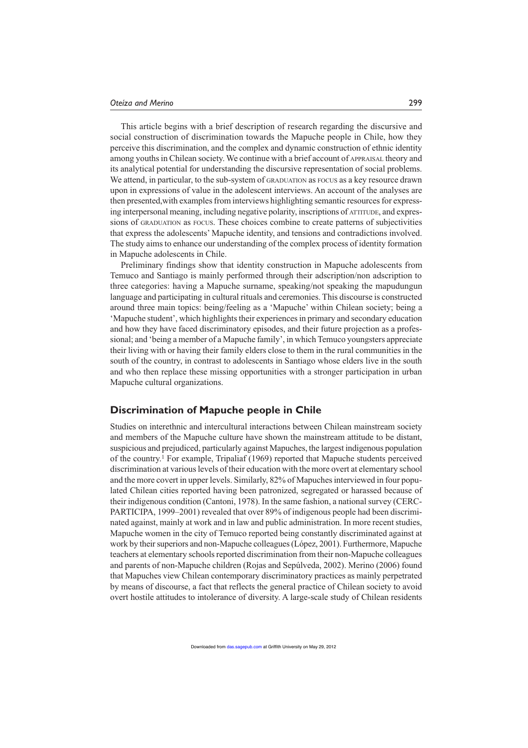This article begins with a brief description of research regarding the discursive and social construction of discrimination towards the Mapuche people in Chile, how they perceive this discrimination, and the complex and dynamic construction of ethnic identity among youths in Chilean society. We continue with a brief account of APPRAISAL theory and its analytical potential for understanding the discursive representation of social problems. We attend, in particular, to the sub-system of GRADUATION as FOCUS as a key resource drawn upon in expressions of value in the adolescent interviews. An account of the analyses are then presented,with examples from interviews highlighting semantic resources for expressing interpersonal meaning, including negative polarity, inscriptions of ATTITUDE, and expressions of GRADUATION as FOCUS. These choices combine to create patterns of subjectivities that express the adolescents' Mapuche identity, and tensions and contradictions involved. The study aims to enhance our understanding of the complex process of identity formation in Mapuche adolescents in Chile.

Preliminary findings show that identity construction in Mapuche adolescents from Temuco and Santiago is mainly performed through their adscription/non adscription to three categories: having a Mapuche surname, speaking/not speaking the mapudungun language and participating in cultural rituals and ceremonies. This discourse is constructed around three main topics: being/feeling as a 'Mapuche' within Chilean society; being a 'Mapuche student', which highlights their experiences in primary and secondary education and how they have faced discriminatory episodes, and their future projection as a professional; and 'being a member of a Mapuche family', in which Temuco youngsters appreciate their living with or having their family elders close to them in the rural communities in the south of the country, in contrast to adolescents in Santiago whose elders live in the south and who then replace these missing opportunities with a stronger participation in urban Mapuche cultural organizations.

## Discrimination of Mapuche people in Chile

Studies on interethnic and intercultural interactions between Chilean mainstream society and members of the Mapuche culture have shown the mainstream attitude to be distant, suspicious and prejudiced, particularly against Mapuches, the largest indigenous population of the country.[1] For example, Tripaliaf (1969) reported that Mapuche students perceived discrimination at various levels of their education with the more overt at elementary school and the more covert in upper levels. Similarly, 82% of Mapuches interviewed in four populated Chilean cities reported having been patronized, segregated or harassed because of their indigenous condition (Cantoni, 1978). In the same fashion, a national survey (CERC-PARTICIPA, 1999–2001) revealed that over 89% of indigenous people had been discriminated against, mainly at work and in law and public administration. In more recent studies, Mapuche women in the city of Temuco reported being constantly discriminated against at work by their superiors and non-Mapuche colleagues (López, 2001). Furthermore, Mapuche teachers at elementary schools reported discrimination from their non-Mapuche colleagues and parents of non-Mapuche children (Rojas and Sepúlveda, 2002). Merino (2006) found that Mapuches view Chilean contemporary discriminatory practices as mainly perpetrated by means of discourse, a fact that reflects the general practice of Chilean society to avoid overt hostile attitudes to intolerance of diversity. A large-scale study of Chilean residents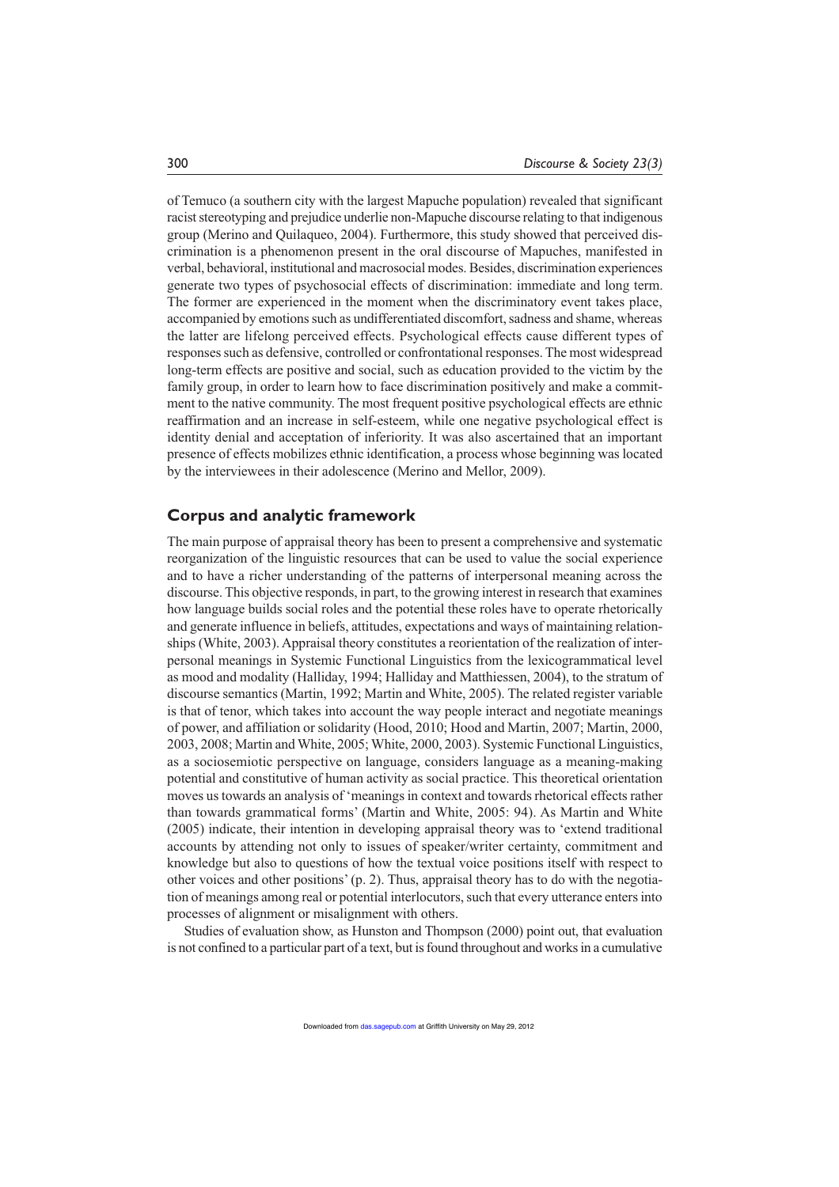of Temuco (a southern city with the largest Mapuche population) revealed that significant racist stereotyping and prejudice underlie non-Mapuche discourse relating to that indigenous group (Merino and Quilaqueo, 2004). Furthermore, this study showed that perceived discrimination is a phenomenon present in the oral discourse of Mapuches, manifested in verbal, behavioral, institutional and macrosocial modes. Besides, discrimination experiences generate two types of psychosocial effects of discrimination: immediate and long term. The former are experienced in the moment when the discriminatory event takes place, accompanied by emotions such as undifferentiated discomfort, sadness and shame, whereas the latter are lifelong perceived effects. Psychological effects cause different types of responses such as defensive, controlled or confrontational responses. The most widespread long-term effects are positive and social, such as education provided to the victim by the family group, in order to learn how to face discrimination positively and make a commitment to the native community. The most frequent positive psychological effects are ethnic reaffirmation and an increase in self-esteem, while one negative psychological effect is identity denial and acceptation of inferiority. It was also ascertained that an important presence of effects mobilizes ethnic identification, a process whose beginning was located by the interviewees in their adolescence (Merino and Mellor, 2009).

## Corpus and analytic framework

The main purpose of appraisal theory has been to present a comprehensive and systematic reorganization of the linguistic resources that can be used to value the social experience and to have a richer understanding of the patterns of interpersonal meaning across the discourse. This objective responds, in part, to the growing interest in research that examines how language builds social roles and the potential these roles have to operate rhetorically and generate influence in beliefs, attitudes, expectations and ways of maintaining relationships (White, 2003). Appraisal theory constitutes a reorientation of the realization of interpersonal meanings in Systemic Functional Linguistics from the lexicogrammatical level as mood and modality (Halliday, 1994; Halliday and Matthiessen, 2004), to the stratum of discourse semantics (Martin, 1992; Martin and White, 2005). The related register variable is that of tenor, which takes into account the way people interact and negotiate meanings of power, and affiliation or solidarity (Hood, 2010; Hood and Martin, 2007; Martin, 2000, 2003, 2008; Martin and White, 2005; White, 2000, 2003). Systemic Functional Linguistics, as a sociosemiotic perspective on language, considers language as a meaning-making potential and constitutive of human activity as social practice. This theoretical orientation moves us towards an analysis of 'meanings in context and towards rhetorical effects rather than towards grammatical forms' (Martin and White, 2005: 94). As Martin and White (2005) indicate, their intention in developing appraisal theory was to 'extend traditional accounts by attending not only to issues of speaker/writer certainty, commitment and knowledge but also to questions of how the textual voice positions itself with respect to other voices and other positions' (p. 2). Thus, appraisal theory has to do with the negotiation of meanings among real or potential interlocutors, such that every utterance enters into processes of alignment or misalignment with others.

Studies of evaluation show, as Hunston and Thompson (2000) point out, that evaluation is not confined to a particular part of a text, but is found throughout and works in a cumulative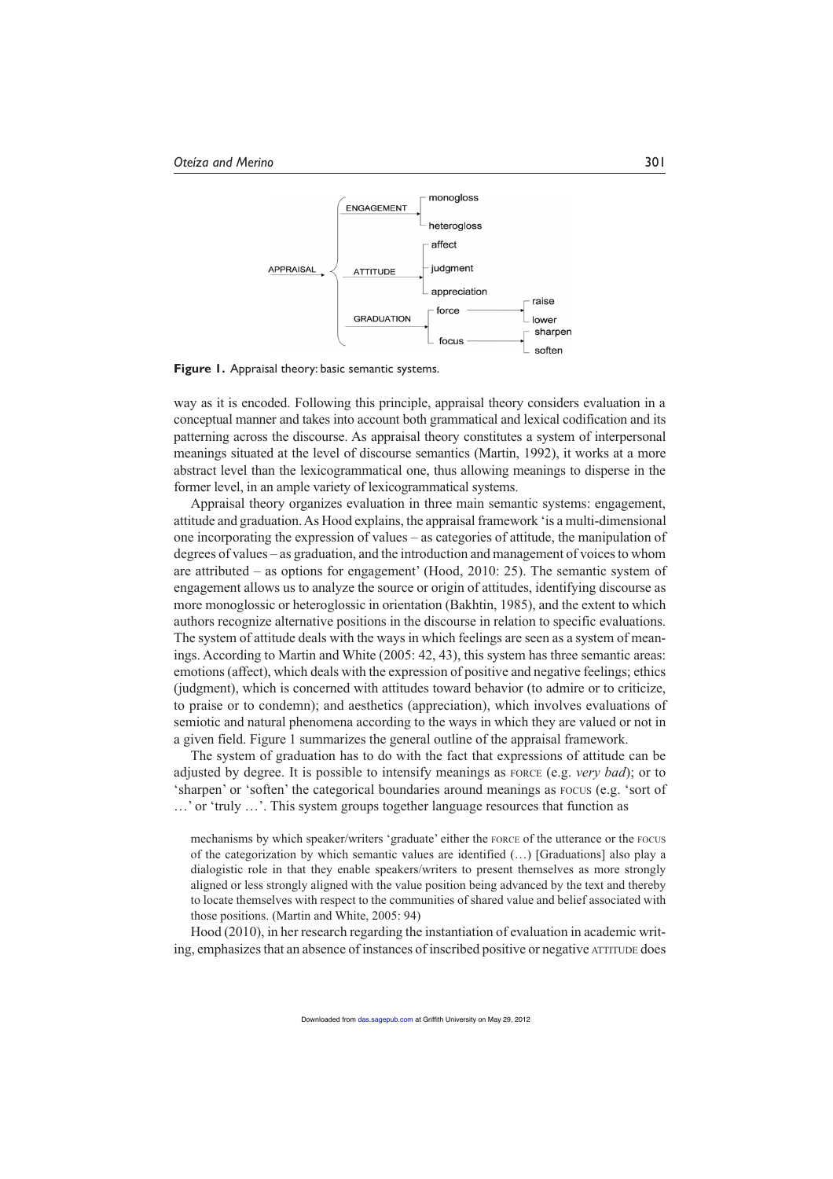APPRAISAL
ENGAGEMENT
monogloss
heterogloss
ATTITUDE
affect
judgment
appreciation
GRADUATION
force
raise
lower
focus
sharpen
soften

**Figure 1.** Appraisal theory: basic semantic systems.

way as it is encoded. Following this principle, appraisal theory considers evaluation in a conceptual manner and takes into account both grammatical and lexical codification and its patterning across the discourse. As appraisal theory constitutes a system of interpersonal meanings situated at the level of discourse semantics (Martin, 1992), it works at a more abstract level than the lexicogrammatical one, thus allowing meanings to disperse in the former level, in an ample variety of lexicogrammatical systems.

Appraisal theory organizes evaluation in three main semantic systems: engagement, attitude and graduation. As Hood explains, the appraisal framework 'is a multi-dimensional one incorporating the expression of values – as categories of attitude, the manipulation of degrees of values – as graduation, and the introduction and management of voices to whom are attributed – as options for engagement' (Hood, 2010: 25). The semantic system of engagement allows us to analyze the source or origin of attitudes, identifying discourse as more monoglossic or heteroglossic in orientation (Bakhtin, 1985), and the extent to which authors recognize alternative positions in the discourse in relation to specific evaluations. The system of attitude deals with the ways in which feelings are seen as a system of meanings. According to Martin and White (2005: 42, 43), this system has three semantic areas: emotions (affect), which deals with the expression of positive and negative feelings; ethics (judgment), which is concerned with attitudes toward behavior (to admire or to criticize, to praise or to condemn); and aesthetics (appreciation), which involves evaluations of semiotic and natural phenomena according to the ways in which they are valued or not in a given field. Figure 1 summarizes the general outline of the appraisal framework.

The system of graduation has to do with the fact that expressions of attitude can be adjusted by degree. It is possible to intensify meanings as FORCE (e.g. *very bad*); or to 'sharpen' or 'soften' the categorical boundaries around meanings as FOCUS (e.g. 'sort of …' or 'truly …'. This system groups together language resources that function as

> mechanisms by which speaker/writers 'graduate' either the FORCE of the utterance or the FOCUS of the categorization by which semantic values are identified (…) [Graduations] also play a dialogistic role in that they enable speakers/writers to present themselves as more strongly aligned or less strongly aligned with the value position being advanced by the text and thereby to locate themselves with respect to the communities of shared value and belief associated with those positions. (Martin and White, 2005: 94)

Hood (2010), in her research regarding the instantiation of evaluation in academic writing, emphasizes that an absence of instances of inscribed positive or negative ATTITUDE does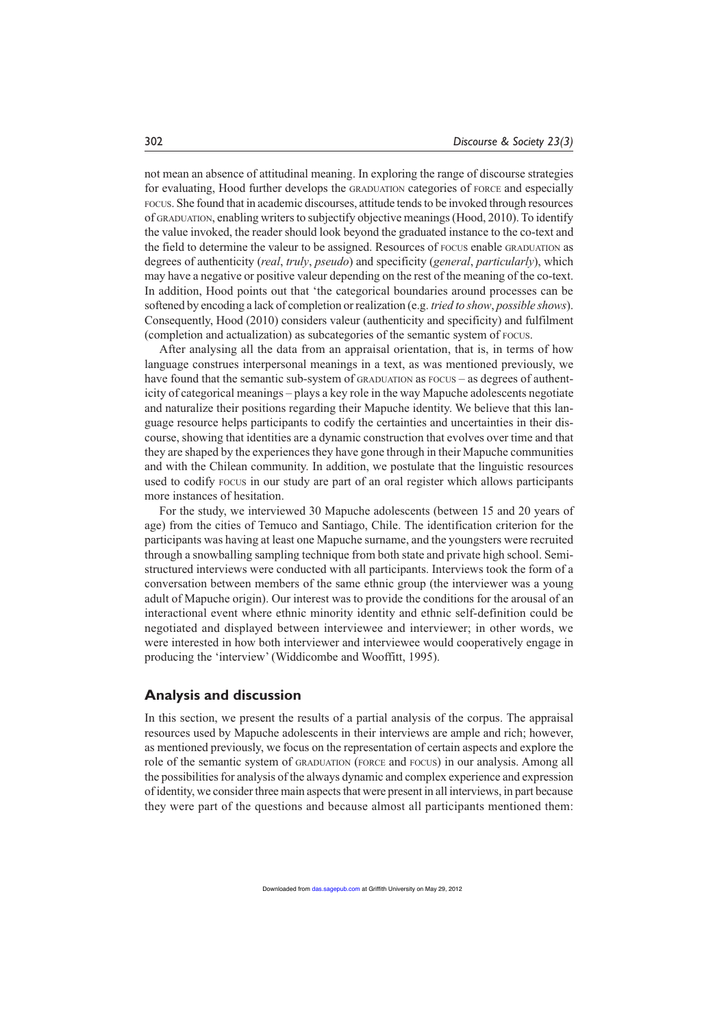not mean an absence of attitudinal meaning. In exploring the range of discourse strategies for evaluating, Hood further develops the GRADUATION categories of FORCE and especially FOCUS. She found that in academic discourses, attitude tends to be invoked through resources of GRADUATION, enabling writers to subjectify objective meanings (Hood, 2010). To identify the value invoked, the reader should look beyond the graduated instance to the co-text and the field to determine the valeur to be assigned. Resources of FOCUS enable GRADUATION as degrees of authenticity (*real*, *truly*, *pseudo*) and specificity (*general*, *particularly*), which may have a negative or positive valeur depending on the rest of the meaning of the co-text. In addition, Hood points out that 'the categorical boundaries around processes can be softened by encoding a lack of completion or realization (e.g. *tried to show*, *possible shows*). Consequently, Hood (2010) considers valeur (authenticity and specificity) and fulfilment (completion and actualization) as subcategories of the semantic system of FOCUS.

After analysing all the data from an appraisal orientation, that is, in terms of how language construes interpersonal meanings in a text, as was mentioned previously, we have found that the semantic sub-system of GRADUATION as FOCUS – as degrees of authenticity of categorical meanings – plays a key role in the way Mapuche adolescents negotiate and naturalize their positions regarding their Mapuche identity. We believe that this language resource helps participants to codify the certainties and uncertainties in their discourse, showing that identities are a dynamic construction that evolves over time and that they are shaped by the experiences they have gone through in their Mapuche communities and with the Chilean community. In addition, we postulate that the linguistic resources used to codify FOCUS in our study are part of an oral register which allows participants more instances of hesitation.

For the study, we interviewed 30 Mapuche adolescents (between 15 and 20 years of age) from the cities of Temuco and Santiago, Chile. The identification criterion for the participants was having at least one Mapuche surname, and the youngsters were recruited through a snowballing sampling technique from both state and private high school. Semi-structured interviews were conducted with all participants. Interviews took the form of a conversation between members of the same ethnic group (the interviewer was a young adult of Mapuche origin). Our interest was to provide the conditions for the arousal of an interactional event where ethnic minority identity and ethnic self-definition could be negotiated and displayed between interviewee and interviewer; in other words, we were interested in how both interviewer and interviewee would cooperatively engage in producing the 'interview' (Widdicombe and Wooffitt, 1995).

## Analysis and discussion

In this section, we present the results of a partial analysis of the corpus. The appraisal resources used by Mapuche adolescents in their interviews are ample and rich; however, as mentioned previously, we focus on the representation of certain aspects and explore the role of the semantic system of GRADUATION (FORCE and FOCUS) in our analysis. Among all the possibilities for analysis of the always dynamic and complex experience and expression of identity, we consider three main aspects that were present in all interviews, in part because they were part of the questions and because almost all participants mentioned them: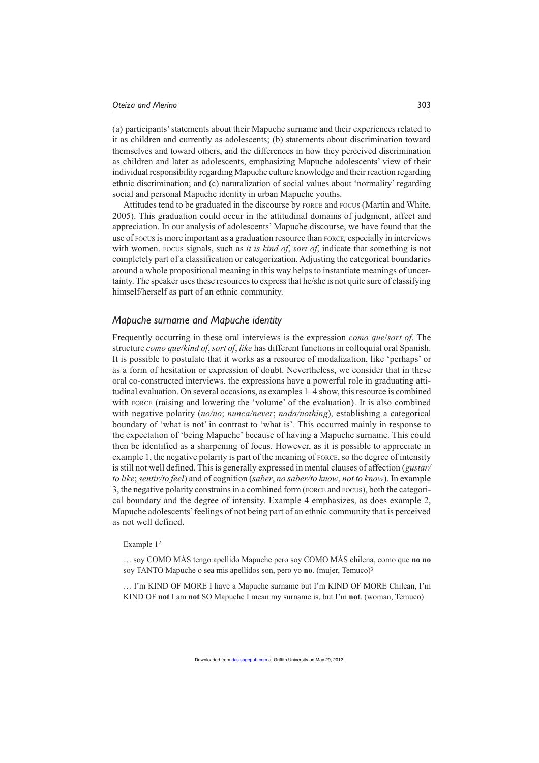(a) participants' statements about their Mapuche surname and their experiences related to it as children and currently as adolescents; (b) statements about discrimination toward themselves and toward others, and the differences in how they perceived discrimination as children and later as adolescents, emphasizing Mapuche adolescents' view of their individual responsibility regarding Mapuche culture knowledge and their reaction regarding ethnic discrimination; and (c) naturalization of social values about 'normality' regarding social and personal Mapuche identity in urban Mapuche youths.

Attitudes tend to be graduated in the discourse by FORCE and FOCUS (Martin and White, 2005). This graduation could occur in the attitudinal domains of judgment, affect and appreciation. In our analysis of adolescents' Mapuche discourse, we have found that the use of FOCUS is more important as a graduation resource than FORCE, especially in interviews with women. FOCUS signals, such as *it is kind of*, *sort of*, indicate that something is not completely part of a classification or categorization. Adjusting the categorical boundaries around a whole propositional meaning in this way helps to instantiate meanings of uncertainty. The speaker uses these resources to express that he/she is not quite sure of classifying himself/herself as part of an ethnic community.

## *Mapuche surname and Mapuche identity*

Frequently occurring in these oral interviews is the expression *como que*/*sort of*. The structure *como que/kind of*, *sort of*, *like* has different functions in colloquial oral Spanish. It is possible to postulate that it works as a resource of modalization, like 'perhaps' or as a form of hesitation or expression of doubt. Nevertheless, we consider that in these oral co-constructed interviews, the expressions have a powerful role in graduating attitudinal evaluation. On several occasions, as examples 1–4 show, this resource is combined with FORCE (raising and lowering the 'volume' of the evaluation). It is also combined with negative polarity (*no/no*; *nunca/never*; *nada/nothing*), establishing a categorical boundary of 'what is not' in contrast to 'what is'. This occurred mainly in response to the expectation of 'being Mapuche' because of having a Mapuche surname. This could then be identified as a sharpening of focus. However, as it is possible to appreciate in example 1, the negative polarity is part of the meaning of FORCE, so the degree of intensity is still not well defined. This is generally expressed in mental clauses of affection (*gustar/to like*; *sentir/to feel*) and of cognition (*saber*, *no saber/to know*, *not to know*). In example 3, the negative polarity constrains in a combined form (FORCE and FOCUS), both the categorical boundary and the degree of intensity. Example 4 emphasizes, as does example 2, Mapuche adolescents' feelings of not being part of an ethnic community that is perceived as not well defined.

Example 1[2]

… soy COMO MÁS tengo apellido Mapuche pero soy COMO MÁS chilena, como que **no no** soy TANTO Mapuche o sea mis apellidos son, pero yo **no**. (mujer, Temuco)[3]

… I'm KIND OF MORE I have a Mapuche surname but I'm KIND OF MORE Chilean, I'm KIND OF **not** I am **not** SO Mapuche I mean my surname is, but I'm **not**. (woman, Temuco)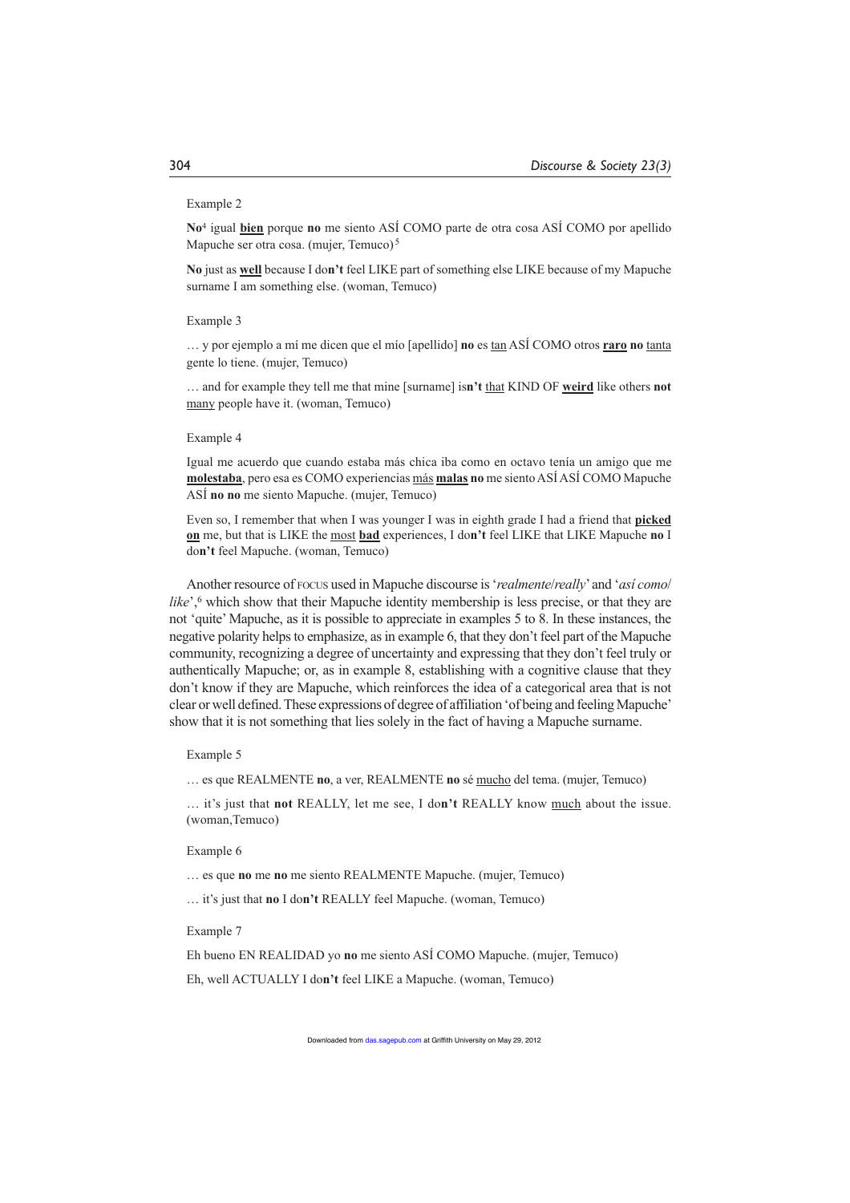Example 2

**No**[4] igual **<u>bien</u>** porque **no** me siento ASÍ COMO parte de otra cosa ASÍ COMO por apellido Mapuche ser otra cosa. (mujer, Temuco)[5]

**No** just as **<u>well</u>** because I do**n't** feel LIKE part of something else LIKE because of my Mapuche surname I am something else. (woman, Temuco)

Example 3

… y por ejemplo a mí me dicen que el mío [apellido] **no** es <u>tan</u> ASÍ COMO otros **<u>raro</u>** **no** <u>tanta</u> gente lo tiene. (mujer, Temuco)

… and for example they tell me that mine [surname] is**n't** <u>that</u> KIND OF **<u>weird</u>** like others **not** <u>many</u> people have it. (woman, Temuco)

Example 4

Igual me acuerdo que cuando estaba más chica iba como en octavo tenía un amigo que me **<u>molestaba</u>**, pero esa es COMO experiencias <u>más</u> **<u>malas</u>** **no** me siento ASÍ ASÍ COMO Mapuche ASÍ **no no** me siento Mapuche. (mujer, Temuco)

Even so, I remember that when I was younger I was in eighth grade I had a friend that **<u>picked on</u>** me, but that is LIKE the <u>most</u> **<u>bad</u>** experiences, I do**n't** feel LIKE that LIKE Mapuche **no** I do**n't** feel Mapuche. (woman, Temuco)

Another resource of FOCUS used in Mapuche discourse is '*realmente*/*really*' and '*así como*/*like*',[6] which show that their Mapuche identity membership is less precise, or that they are not 'quite' Mapuche, as it is possible to appreciate in examples 5 to 8. In these instances, the negative polarity helps to emphasize, as in example 6, that they don't feel part of the Mapuche community, recognizing a degree of uncertainty and expressing that they don't feel truly or authentically Mapuche; or, as in example 8, establishing with a cognitive clause that they don't know if they are Mapuche, which reinforces the idea of a categorical area that is not clear or well defined. These expressions of degree of affiliation 'of being and feeling Mapuche' show that it is not something that lies solely in the fact of having a Mapuche surname.

Example 5

… es que REALMENTE **no**, a ver, REALMENTE **no** sé <u>mucho</u> del tema. (mujer, Temuco)

… it's just that **not** REALLY, let me see, I do**n't** REALLY know <u>much</u> about the issue. (woman,Temuco)

Example 6

… es que **no** me **no** me siento REALMENTE Mapuche. (mujer, Temuco)

… it's just that **no** I do**n't** REALLY feel Mapuche. (woman, Temuco)

Example 7

Eh bueno EN REALIDAD yo **no** me siento ASÍ COMO Mapuche. (mujer, Temuco)

Eh, well ACTUALLY I do**n't** feel LIKE a Mapuche. (woman, Temuco)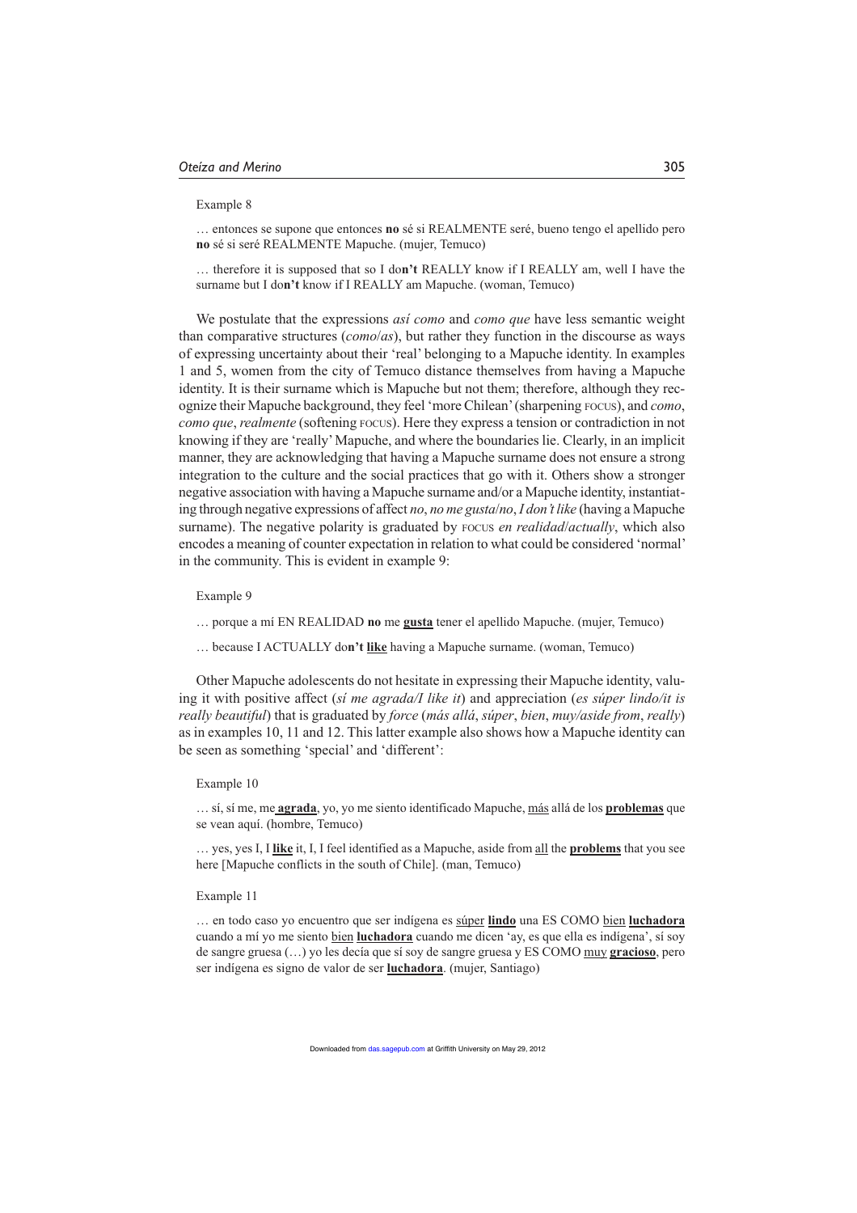Example 8

… entonces se supone que entonces **no** sé si REALMENTE seré, bueno tengo el apellido pero **no** sé si seré REALMENTE Mapuche. (mujer, Temuco)

… therefore it is supposed that so I do**n't** REALLY know if I REALLY am, well I have the surname but I do**n't** know if I REALLY am Mapuche. (woman, Temuco)

We postulate that the expressions *así como* and *como que* have less semantic weight than comparative structures (*como*/*as*), but rather they function in the discourse as ways of expressing uncertainty about their 'real' belonging to a Mapuche identity. In examples 1 and 5, women from the city of Temuco distance themselves from having a Mapuche identity. It is their surname which is Mapuche but not them; therefore, although they recognize their Mapuche background, they feel 'more Chilean' (sharpening FOCUS), and *como*, *como que*, *realmente* (softening FOCUS). Here they express a tension or contradiction in not knowing if they are 'really' Mapuche, and where the boundaries lie. Clearly, in an implicit manner, they are acknowledging that having a Mapuche surname does not ensure a strong integration to the culture and the social practices that go with it. Others show a stronger negative association with having a Mapuche surname and/or a Mapuche identity, instantiating through negative expressions of affect *no*, *no me gusta*/*no*, *I don't like* (having a Mapuche surname). The negative polarity is graduated by FOCUS *en realidad*/*actually*, which also encodes a meaning of counter expectation in relation to what could be considered 'normal' in the community. This is evident in example 9:

Example 9

… porque a mí EN REALIDAD **no** me **<u>gusta</u>** tener el apellido Mapuche. (mujer, Temuco)

… because I ACTUALLY do**n't** **<u>like</u>** having a Mapuche surname. (woman, Temuco)

Other Mapuche adolescents do not hesitate in expressing their Mapuche identity, valuing it with positive affect (*sí me agrada/I like it*) and appreciation (*es súper lindo/it is really beautiful*) that is graduated by *force* (*más allá*, *súper*, *bien*, *muy/aside from*, *really*) as in examples 10, 11 and 12. This latter example also shows how a Mapuche identity can be seen as something 'special' and 'different':

Example 10

… sí, sí me, me **<u>agrada</u>**, yo, yo me siento identificado Mapuche, <u>más</u> allá de los **<u>problemas</u>** que se vean aquí. (hombre, Temuco)

… yes, yes I, I **<u>like</u>** it, I, I feel identified as a Mapuche, aside from <u>all</u> the **<u>problems</u>** that you see here [Mapuche conflicts in the south of Chile]. (man, Temuco)

Example 11

… en todo caso yo encuentro que ser indígena es <u>súper</u> **<u>lindo</u>** una ES COMO <u>bien</u> **<u>luchadora</u>** cuando a mí yo me siento <u>bien</u> **<u>luchadora</u>** cuando me dicen 'ay, es que ella es indígena', sí soy de sangre gruesa (…) yo les decía que sí soy de sangre gruesa y ES COMO <u>muy</u> **<u>gracioso</u>**, pero ser indígena es signo de valor de ser **<u>luchadora</u>**. (mujer, Santiago)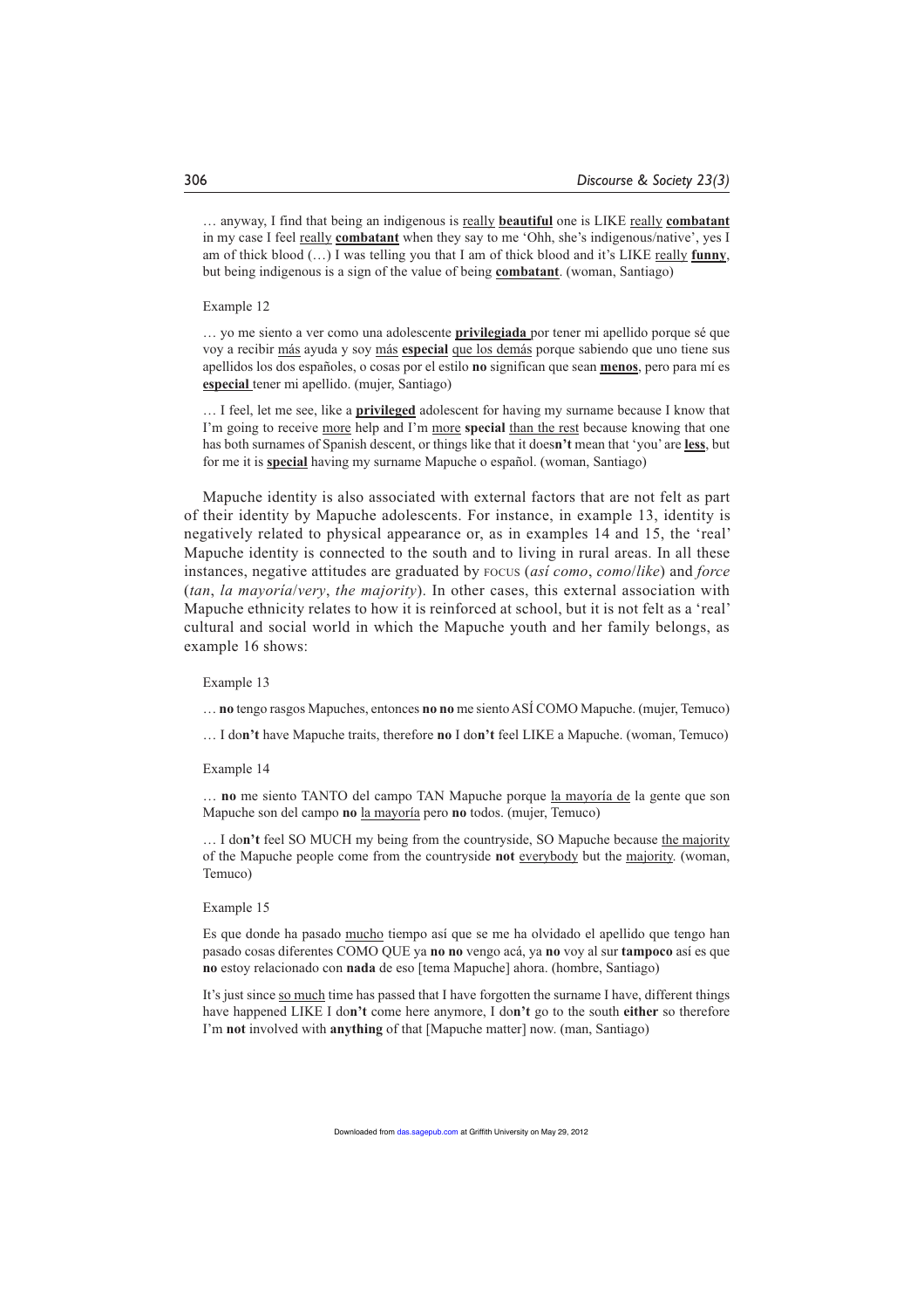… anyway, I find that being an indigenous is <u>really</u> **<u>beautiful</u>** one is LIKE <u>really</u> **<u>combatant</u>** in my case I feel <u>really</u> **<u>combatant</u>** when they say to me 'Ohh, she's indigenous/native', yes I am of thick blood (…) I was telling you that I am of thick blood and it's LIKE <u>really</u> **<u>funny</u>**, but being indigenous is a sign of the value of being **<u>combatant</u>**. (woman, Santiago)

Example 12

… yo me siento a ver como una adolescente **<u>privilegiada</u>** por tener mi apellido porque sé que voy a recibir <u>más</u> ayuda y soy <u>más</u> **<u>especial</u>** <u>que los demás</u> porque sabiendo que uno tiene sus apellidos los dos españoles, o cosas por el estilo **no** significan que sean **<u>menos</u>**, pero para mí es **<u>especial</u>** tener mi apellido. (mujer, Santiago)

… I feel, let me see, like a **<u>privileged</u>** adolescent for having my surname because I know that I'm going to receive <u>more</u> help and I'm <u>more</u> **special** <u>than the rest</u> because knowing that one has both surnames of Spanish descent, or things like that it does**n't** mean that 'you' are **<u>less</u>**, but for me it is **<u>special</u>** having my surname Mapuche o español. (woman, Santiago)

Mapuche identity is also associated with external factors that are not felt as part of their identity by Mapuche adolescents. For instance, in example 13, identity is negatively related to physical appearance or, as in examples 14 and 15, the 'real' Mapuche identity is connected to the south and to living in rural areas. In all these instances, negative attitudes are graduated by FOCUS (*así como*, *como*/*like*) and *force* (*tan*, *la mayoría*/*very*, *the majority*). In other cases, this external association with Mapuche ethnicity relates to how it is reinforced at school, but it is not felt as a 'real' cultural and social world in which the Mapuche youth and her family belongs, as example 16 shows:

Example 13

… **no** tengo rasgos Mapuches, entonces **no no** me siento ASÍ COMO Mapuche. (mujer, Temuco)

… I do**n't** have Mapuche traits, therefore **no** I do**n't** feel LIKE a Mapuche. (woman, Temuco)

Example 14

… **no** me siento TANTO del campo TAN Mapuche porque <u>la mayoría de</u> la gente que son Mapuche son del campo **no** <u>la mayoría</u> pero **no** todos. (mujer, Temuco)

… I do**n't** feel SO MUCH my being from the countryside, SO Mapuche because <u>the majority</u> of the Mapuche people come from the countryside **not** <u>everybody</u> but the <u>majority</u>. (woman, Temuco)

Example 15

Es que donde ha pasado <u>mucho</u> tiempo así que se me ha olvidado el apellido que tengo han pasado cosas diferentes COMO QUE ya **no no** vengo acá, ya **no** voy al sur **tampoco** así es que **no** estoy relacionado con **nada** de eso [tema Mapuche] ahora. (hombre, Santiago)

It's just since <u>so much</u> time has passed that I have forgotten the surname I have, different things have happened LIKE I do**n't** come here anymore, I do**n't** go to the south **either** so therefore I'm **not** involved with **anything** of that [Mapuche matter] now. (man, Santiago)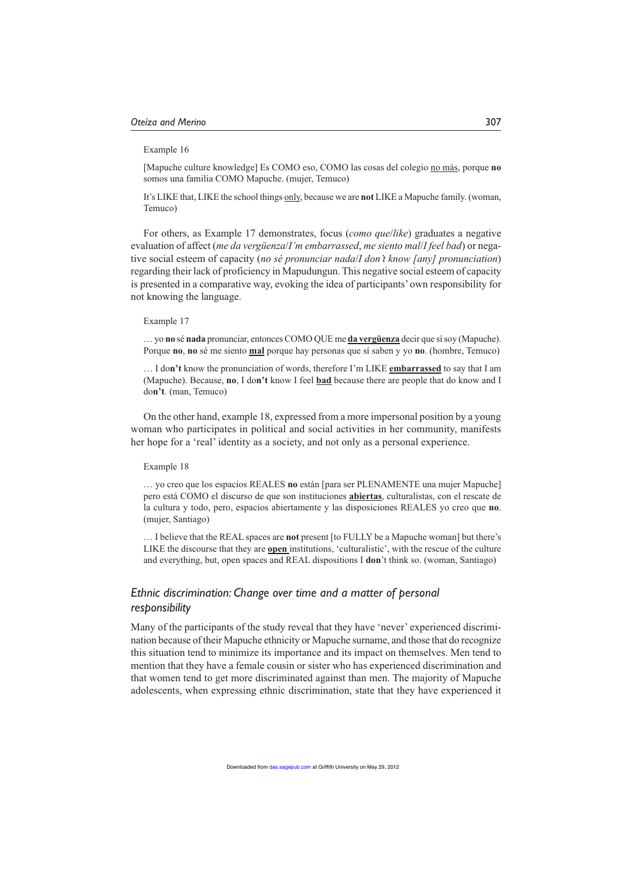Example 16

[Mapuche culture knowledge] Es COMO eso, COMO las cosas del colegio <u>no más</u>, porque **no** somos una familia COMO Mapuche. (mujer, Temuco)

It's LIKE that, LIKE the school things <u>only</u>, because we are **not** LIKE a Mapuche family. (woman, Temuco)

For others, as Example 17 demonstrates, focus (*como que*/*like*) graduates a negative evaluation of affect (*me da vergüenza*/*I'm embarrassed*, *me siento mal*/*I feel bad*) or negative social esteem of capacity (*no sé pronunciar nada*/*I don't know [any] pronunciation*) regarding their lack of proficiency in Mapudungun. This negative social esteem of capacity is presented in a comparative way, evoking the idea of participants' own responsibility for not knowing the language.

Example 17

… yo **no** sé **nada** pronunciar, entonces COMO QUE me <u>**da vergüenza**</u> decir que sí soy (Mapuche). Porque **no**, **no** sé me siento <u>**mal**</u> porque hay personas que sí saben y yo **no**. (hombre, Temuco)

… I do**n't** know the pronunciation of words, therefore I'm LIKE <u>**embarrassed**</u> to say that I am (Mapuche). Because, **no**, I do**n't** know I feel <u>**bad**</u> because there are people that do know and I do**n't**. (man, Temuco)

On the other hand, example 18, expressed from a more impersonal position by a young woman who participates in political and social activities in her community, manifests her hope for a 'real' identity as a society, and not only as a personal experience.

Example 18

… yo creo que los espacios REALES **no** están [para ser PLENAMENTE una mujer Mapuche] pero está COMO el discurso de que son instituciones <u>**abiertas**</u>, culturalistas, con el rescate de la cultura y todo, pero, espacios abiertamente y las disposiciones REALES yo creo que **no**. (mujer, Santiago)

… I believe that the REAL spaces are **not** present [to FULLY be a Mapuche woman] but there's LIKE the discourse that they are <u>**open**</u> institutions, 'culturalistic', with the rescue of the culture and everything, but, open spaces and REAL dispositions I **don**'t think so. (woman, Santiago)

## *Ethnic discrimination: Change over time and a matter of personal responsibility*

Many of the participants of the study reveal that they have 'never' experienced discrimination because of their Mapuche ethnicity or Mapuche surname, and those that do recognize this situation tend to minimize its importance and its impact on themselves. Men tend to mention that they have a female cousin or sister who has experienced discrimination and that women tend to get more discriminated against than men. The majority of Mapuche adolescents, when expressing ethnic discrimination, state that they have experienced it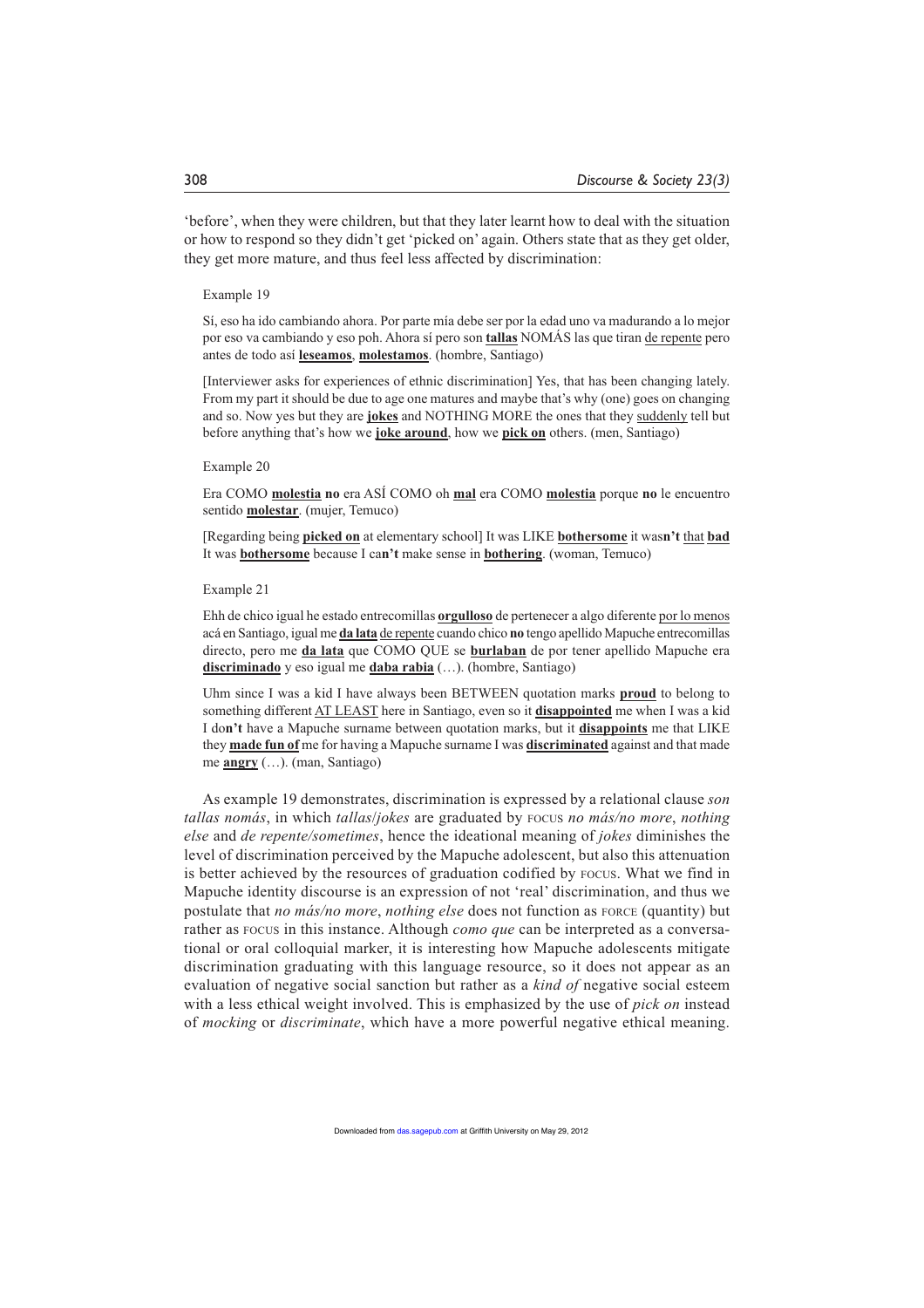'before', when they were children, but that they later learnt how to deal with the situation or how to respond so they didn't get 'picked on' again. Others state that as they get older, they get more mature, and thus feel less affected by discrimination:

Example 19

Sí, eso ha ido cambiando ahora. Por parte mía debe ser por la edad uno va madurando a lo mejor por eso va cambiando y eso poh. Ahora sí pero son **tallas** NOMÁS las que tiran de repente pero antes de todo así **leseamos**, **molestamos**. (hombre, Santiago)

[Interviewer asks for experiences of ethnic discrimination] Yes, that has been changing lately. From my part it should be due to age one matures and maybe that's why (one) goes on changing and so. Now yes but they are **jokes** and NOTHING MORE the ones that they suddenly tell but before anything that's how we **joke around**, how we **pick on** others. (men, Santiago)

Example 20

Era COMO **molestia** **no** era ASÍ COMO oh **mal** era COMO **molestia** porque **no** le encuentro sentido **molestar**. (mujer, Temuco)

[Regarding being **picked on** at elementary school] It was LIKE **bothersome** it was**n't** that **bad** It was **bothersome** because I ca**n't** make sense in **bothering**. (woman, Temuco)

Example 21

Ehh de chico igual he estado entrecomillas **orgulloso** de pertenecer a algo diferente por lo menos acá en Santiago, igual me **da lata** de repente cuando chico **no** tengo apellido Mapuche entrecomillas directo, pero me **da lata** que COMO QUE se **burlaban** de por tener apellido Mapuche era **discriminado** y eso igual me **daba rabia** (…). (hombre, Santiago)

Uhm since I was a kid I have always been BETWEEN quotation marks **proud** to belong to something different AT LEAST here in Santiago, even so it **disappointed** me when I was a kid I do**n't** have a Mapuche surname between quotation marks, but it **disappoints** me that LIKE they **made fun of** me for having a Mapuche surname I was **discriminated** against and that made me **angry** (…). (man, Santiago)

As example 19 demonstrates, discrimination is expressed by a relational clause *son tallas nomás*, in which *tallas*/*jokes* are graduated by FOCUS *no más/no more*, *nothing else* and *de repente/sometimes*, hence the ideational meaning of *jokes* diminishes the level of discrimination perceived by the Mapuche adolescent, but also this attenuation is better achieved by the resources of graduation codified by FOCUS. What we find in Mapuche identity discourse is an expression of not 'real' discrimination, and thus we postulate that *no más/no more*, *nothing else* does not function as FORCE (quantity) but rather as FOCUS in this instance. Although *como que* can be interpreted as a conversational or oral colloquial marker, it is interesting how Mapuche adolescents mitigate discrimination graduating with this language resource, so it does not appear as an evaluation of negative social sanction but rather as a *kind of* negative social esteem with a less ethical weight involved. This is emphasized by the use of *pick on* instead of *mocking* or *discriminate*, which have a more powerful negative ethical meaning.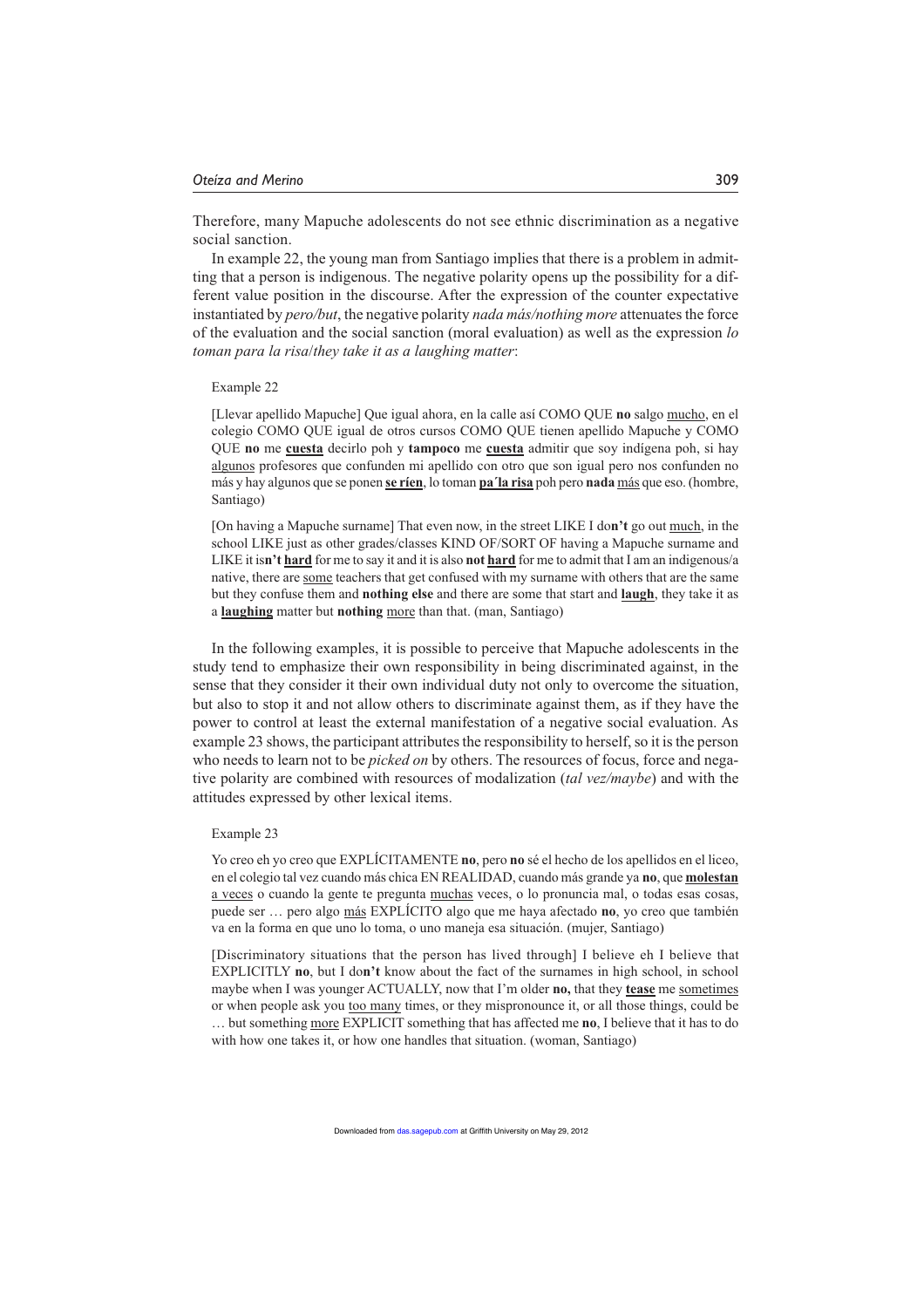Therefore, many Mapuche adolescents do not see ethnic discrimination as a negative social sanction.

In example 22, the young man from Santiago implies that there is a problem in admitting that a person is indigenous. The negative polarity opens up the possibility for a different value position in the discourse. After the expression of the counter expectative instantiated by *pero/but*, the negative polarity *nada más/nothing more* attenuates the force of the evaluation and the social sanction (moral evaluation) as well as the expression *lo toman para la risa*/*they take it as a laughing matter*:

Example 22

[Llevar apellido Mapuche] Que igual ahora, en la calle así COMO QUE **no** salgo <u>mucho</u>, en el colegio COMO QUE igual de otros cursos COMO QUE tienen apellido Mapuche y COMO QUE **no** me <u>**cuesta**</u> decirlo poh y **tampoco** me <u>**cuesta**</u> admitir que soy indígena poh, si hay <u>algunos</u> profesores que confunden mi apellido con otro que son igual pero nos confunden no más y hay algunos que se ponen <u>**se ríen**</u>, lo toman <u>**pa´la risa**</u> poh pero **nada** <u>más</u> que eso. (hombre, Santiago)

[On having a Mapuche surname] That even now, in the street LIKE I do**n't** go out <u>much</u>, in the school LIKE just as other grades/classes KIND OF/SORT OF having a Mapuche surname and LIKE it is**n't** <u>**hard**</u> for me to say it and it is also **not** <u>**hard**</u> for me to admit that I am an indigenous/a native, there are <u>some</u> teachers that get confused with my surname with others that are the same but they confuse them and **nothing else** and there are some that start and <u>**laugh**</u>, they take it as a <u>**laughing**</u> matter but **nothing** <u>more</u> than that. (man, Santiago)

In the following examples, it is possible to perceive that Mapuche adolescents in the study tend to emphasize their own responsibility in being discriminated against, in the sense that they consider it their own individual duty not only to overcome the situation, but also to stop it and not allow others to discriminate against them, as if they have the power to control at least the external manifestation of a negative social evaluation. As example 23 shows, the participant attributes the responsibility to herself, so it is the person who needs to learn not to be *picked on* by others. The resources of focus, force and negative polarity are combined with resources of modalization (*tal vez/maybe*) and with the attitudes expressed by other lexical items.

Example 23

Yo creo eh yo creo que EXPLÍCITAMENTE **no**, pero **no** sé el hecho de los apellidos en el liceo, en el colegio tal vez cuando más chica EN REALIDAD, cuando más grande ya **no**, que <u>**molestan**</u> <u>a veces</u> o cuando la gente te pregunta <u>muchas</u> veces, o lo pronuncia mal, o todas esas cosas, puede ser … pero algo <u>más</u> EXPLÍCITO algo que me haya afectado **no**, yo creo que también va en la forma en que uno lo toma, o uno maneja esa situación. (mujer, Santiago)

[Discriminatory situations that the person has lived through] I believe eh I believe that EXPLICITLY **no**, but I do**n't** know about the fact of the surnames in high school, in school maybe when I was younger ACTUALLY, now that I'm older **no,** that they <u>**tease**</u> me <u>sometimes</u> or when people ask you <u>too many</u> times, or they mispronounce it, or all those things, could be … but something <u>more</u> EXPLICIT something that has affected me **no**, I believe that it has to do with how one takes it, or how one handles that situation. (woman, Santiago)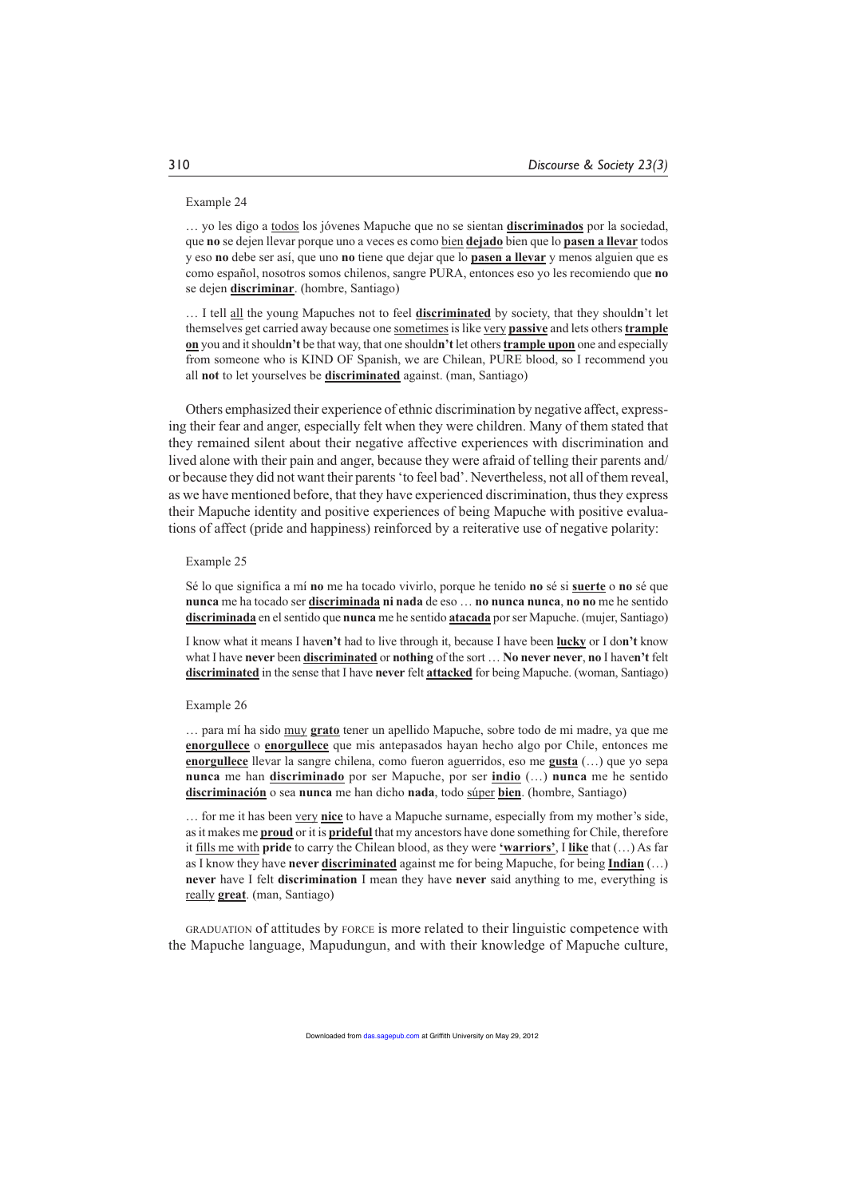Example 24

… yo les digo a <u>todos</u> los jóvenes Mapuche que no se sientan <u>**discriminados**</u> por la sociedad, que **no** se dejen llevar porque uno a veces es como <u>bien</u> <u>**dejado**</u> bien que lo <u>**pasen a llevar**</u> todos y eso **no** debe ser así, que uno **no** tiene que dejar que lo <u>**pasen a llevar**</u> y menos alguien que es como español, nosotros somos chilenos, sangre PURA, entonces eso yo les recomiendo que **no** se dejen <u>**discriminar**</u>. (hombre, Santiago)

… I tell <u>all</u> the young Mapuches not to feel <u>**discriminated**</u> by society, that they shoul**dn't** let themselves get carried away because one <u>sometimes</u> is like <u>very</u> <u>**passive**</u> and lets others <u>**trample on**</u> you and it shoul**dn't** be that way, that one shoul**dn't** let others <u>**trample upon**</u> one and especially from someone who is KIND OF Spanish, we are Chilean, PURE blood, so I recommend you all **not** to let yourselves be <u>**discriminated**</u> against. (man, Santiago)

Others emphasized their experience of ethnic discrimination by negative affect, expressing their fear and anger, especially felt when they were children. Many of them stated that they remained silent about their negative affective experiences with discrimination and lived alone with their pain and anger, because they were afraid of telling their parents and/or because they did not want their parents 'to feel bad'. Nevertheless, not all of them reveal, as we have mentioned before, that they have experienced discrimination, thus they express their Mapuche identity and positive experiences of being Mapuche with positive evaluations of affect (pride and happiness) reinforced by a reiterative use of negative polarity:

Example 25

Sé lo que significa a mí **no** me ha tocado vivirlo, porque he tenido **no** sé si <u>**suerte**</u> o **no** sé que **nunca** me ha tocado ser <u>**discriminada**</u> **ni nada** de eso … **no nunca nunca**, **no no** me he sentido <u>**discriminada**</u> en el sentido que **nunca** me he sentido <u>**atacada**</u> por ser Mapuche. (mujer, Santiago)

I know what it means I have**n't** had to live through it, because I have been <u>**lucky**</u> or I do**n't** know what I have **never** been <u>**discriminated**</u> or **nothing** of the sort … **No never never**, **no** I have**n't** felt <u>**discriminated**</u> in the sense that I have **never** felt <u>**attacked**</u> for being Mapuche. (woman, Santiago)

Example 26

… para mí ha sido <u>muy</u> <u>**grato**</u> tener un apellido Mapuche, sobre todo de mi madre, ya que me <u>**enorgullece**</u> o <u>**enorgullece**</u> que mis antepasados hayan hecho algo por Chile, entonces me <u>**enorgullece**</u> llevar la sangre chilena, como fueron aguerridos, eso me <u>**gusta**</u> (…) que yo sepa **nunca** me han <u>**discriminado**</u> por ser Mapuche, por ser <u>**indio**</u> (…) **nunca** me he sentido <u>**discriminación**</u> o sea **nunca** me han dicho **nada**, todo <u>súper</u> <u>**bien**</u>. (hombre, Santiago)

… for me it has been <u>very</u> <u>**nice**</u> to have a Mapuche surname, especially from my mother's side, as it makes me <u>**proud**</u> or it is <u>**prideful**</u> that my ancestors have done something for Chile, therefore it <u>fills me with</u> **pride** to carry the Chilean blood, as they were <u>**'warriors'**</u>, I <u>**like**</u> that (…) As far as I know they have **never** <u>**discriminated**</u> against me for being Mapuche, for being <u>**Indian**</u> (…) **never** have I felt **discrimination** I mean they have **never** said anything to me, everything is <u>really</u> <u>**great**</u>. (man, Santiago)

GRADUATION of attitudes by FORCE is more related to their linguistic competence with the Mapuche language, Mapudungun, and with their knowledge of Mapuche culture,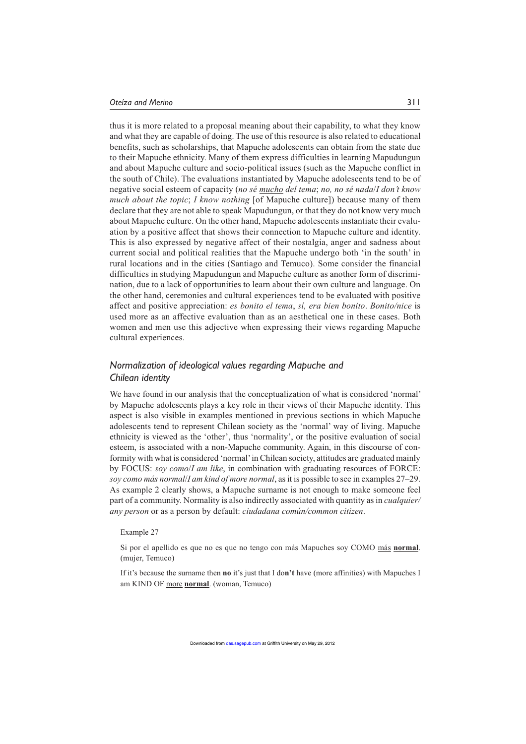thus it is more related to a proposal meaning about their capability, to what they know and what they are capable of doing. The use of this resource is also related to educational benefits, such as scholarships, that Mapuche adolescents can obtain from the state due to their Mapuche ethnicity. Many of them express difficulties in learning Mapudungun and about Mapuche culture and socio-political issues (such as the Mapuche conflict in the south of Chile). The evaluations instantiated by Mapuche adolescents tend to be of negative social esteem of capacity (*no sé* <u>*mucho*</u> *del tema*; *no, no sé nada*/*I don't know much about the topic*; *I know nothing* [of Mapuche culture]) because many of them declare that they are not able to speak Mapudungun, or that they do not know very much about Mapuche culture. On the other hand, Mapuche adolescents instantiate their evaluation by a positive affect that shows their connection to Mapuche culture and identity. This is also expressed by negative affect of their nostalgia, anger and sadness about current social and political realities that the Mapuche undergo both 'in the south' in rural locations and in the cities (Santiago and Temuco). Some consider the financial difficulties in studying Mapudungun and Mapuche culture as another form of discrimination, due to a lack of opportunities to learn about their own culture and language. On the other hand, ceremonies and cultural experiences tend to be evaluated with positive affect and positive appreciation: *es bonito el tema*, *sí, era bien bonito*. *Bonito/nice* is used more as an affective evaluation than as an aesthetical one in these cases. Both women and men use this adjective when expressing their views regarding Mapuche cultural experiences.

## *Normalization of ideological values regarding Mapuche and Chilean identity*

We have found in our analysis that the conceptualization of what is considered 'normal' by Mapuche adolescents plays a key role in their views of their Mapuche identity. This aspect is also visible in examples mentioned in previous sections in which Mapuche adolescents tend to represent Chilean society as the 'normal' way of living. Mapuche ethnicity is viewed as the 'other', thus 'normality', or the positive evaluation of social esteem, is associated with a non-Mapuche community. Again, in this discourse of conformity with what is considered 'normal' in Chilean society, attitudes are graduated mainly by FOCUS: *soy como*/*I am like*, in combination with graduating resources of FORCE: *soy como más normal*/*I am kind of more normal*, as it is possible to see in examples 27–29. As example 2 clearly shows, a Mapuche surname is not enough to make someone feel part of a community. Normality is also indirectly associated with quantity as in *cualquier/any person* or as a person by default: *ciudadana común/common citizen*.

Example 27

Si por el apellido es que no es que no tengo con más Mapuches soy COMO <u>más</u> **<u>normal</u>**. (mujer, Temuco)

If it's because the surname then **no** it's just that I do**n't** have (more affinities) with Mapuches I am KIND OF <u>more</u> **<u>normal</u>**. (woman, Temuco)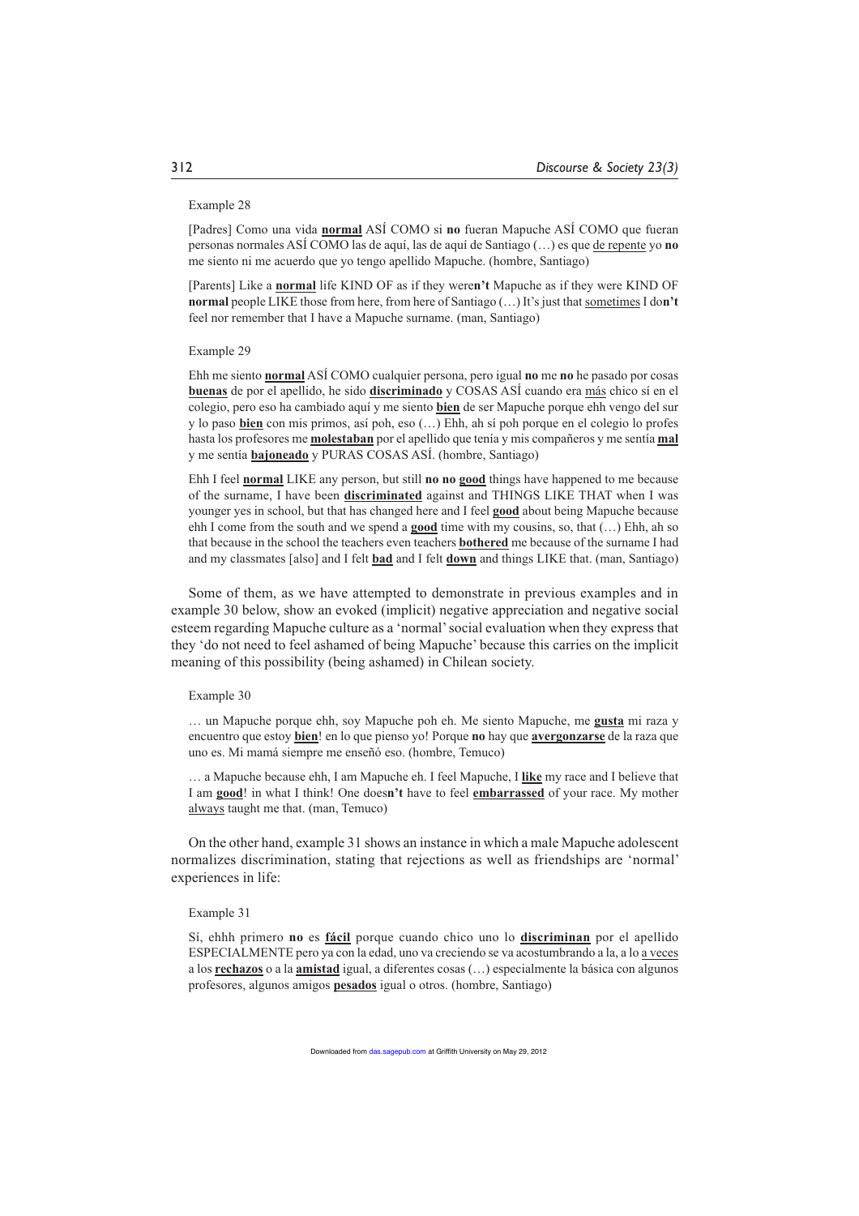Example 28

[Padres] Como una vida **normal** ASÍ COMO si **no** fueran Mapuche ASÍ COMO que fueran personas normales ASÍ COMO las de aquí, las de aquí de Santiago (…) es que de repente yo **no** me siento ni me acuerdo que yo tengo apellido Mapuche. (hombre, Santiago)

[Parents] Like a **normal** life KIND OF as if they were**n't** Mapuche as if they were KIND OF **normal** people LIKE those from here, from here of Santiago (…) It's just that sometimes I do**n't** feel nor remember that I have a Mapuche surname. (man, Santiago)

Example 29

Ehh me siento **normal** ASÍ COMO cualquier persona, pero igual **no** me **no** he pasado por cosas **buenas** de por el apellido, he sido **discriminado** y COSAS ASÍ cuando era más chico sí en el colegio, pero eso ha cambiado aquí y me siento **bien** de ser Mapuche porque ehh vengo del sur y lo paso **bien** con mis primos, así poh, eso (…) Ehh, ah sí poh porque en el colegio lo profes hasta los profesores me **molestaban** por el apellido que tenía y mis compañeros y me sentía **mal** y me sentía **bajoneado** y PURAS COSAS ASÍ. (hombre, Santiago)

Ehh I feel **normal** LIKE any person, but still **no no good** things have happened to me because of the surname, I have been **discriminated** against and THINGS LIKE THAT when I was younger yes in school, but that has changed here and I feel **good** about being Mapuche because ehh I come from the south and we spend a **good** time with my cousins, so, that (…) Ehh, ah so that because in the school the teachers even teachers **bothered** me because of the surname I had and my classmates [also] and I felt **bad** and I felt **down** and things LIKE that. (man, Santiago)

Some of them, as we have attempted to demonstrate in previous examples and in example 30 below, show an evoked (implicit) negative appreciation and negative social esteem regarding Mapuche culture as a 'normal' social evaluation when they express that they 'do not need to feel ashamed of being Mapuche' because this carries on the implicit meaning of this possibility (being ashamed) in Chilean society.

Example 30

… un Mapuche porque ehh, soy Mapuche poh eh. Me siento Mapuche, me **gusta** mi raza y encuentro que estoy **bien**! en lo que pienso yo! Porque **no** hay que **avergonzarse** de la raza que uno es. Mi mamá siempre me enseñó eso. (hombre, Temuco)

… a Mapuche because ehh, I am Mapuche eh. I feel Mapuche, I **like** my race and I believe that I am **good**! in what I think! One does**n't** have to feel **embarrassed** of your race. My mother always taught me that. (man, Temuco)

On the other hand, example 31 shows an instance in which a male Mapuche adolescent normalizes discrimination, stating that rejections as well as friendships are 'normal' experiences in life:

Example 31

Sí, ehhh primero **no** es **fácil** porque cuando chico uno lo **discriminan** por el apellido ESPECIALMENTE pero ya con la edad, uno va creciendo se va acostumbrando a la, a lo a veces a los **rechazos** o a la **amistad** igual, a diferentes cosas (…) especialmente la básica con algunos profesores, algunos amigos **pesados** igual o otros. (hombre, Santiago)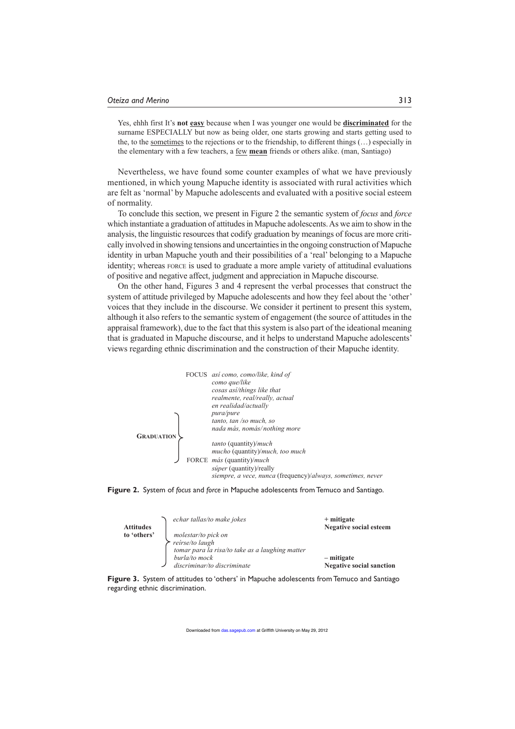Yes, ehhh first It's **not <u>easy</u>** because when I was younger one would be **<u>discriminated</u>** for the surname ESPECIALLY but now as being older, one starts growing and starts getting used to the, to the <u>sometimes</u> to the rejections or to the friendship, to different things (…) especially in the elementary with a few teachers, a <u>few</u> **<u>mean</u>** friends or others alike. (man, Santiago)

Nevertheless, we have found some counter examples of what we have previously mentioned, in which young Mapuche identity is associated with rural activities which are felt as 'normal' by Mapuche adolescents and evaluated with a positive social esteem of normality.

To conclude this section, we present in Figure 2 the semantic system of *focus* and *force* which instantiate a graduation of attitudes in Mapuche adolescents. As we aim to show in the analysis, the linguistic resources that codify graduation by meanings of focus are more critically involved in showing tensions and uncertainties in the ongoing construction of Mapuche identity in urban Mapuche youth and their possibilities of a 'real' belonging to a Mapuche identity; whereas FORCE is used to graduate a more ample variety of attitudinal evaluations of positive and negative affect, judgment and appreciation in Mapuche discourse.

On the other hand, Figures 3 and 4 represent the verbal processes that construct the system of attitude privileged by Mapuche adolescents and how they feel about the 'other' voices that they include in the discourse. We consider it pertinent to present this system, although it also refers to the semantic system of engagement (the source of attitudes in the appraisal framework), due to the fact that this system is also part of the ideational meaning that is graduated in Mapuche discourse, and it helps to understand Mapuche adolescents' views regarding ethnic discrimination and the construction of their Mapuche identity.

**GRADUATION**

- FOCUS
  - *así como, como/like, kind of*
  - *como que/like*
  - *cosas así/things like that*
  - *realmente, real/really, actual*
  - *en realidad/actually*
  - *pura/pure*
  - *tanto, tan /so much, so*
  - *nada más, nomás/ nothing more*
- FORCE
  - *tanto* (quantity)/*much*
  - *mucho* (quantity)/*much, too much*
  - *más* (quantity)/*much*
  - *súper* (quantity)/really
  - *siempre, a vece, nunca* (frequency)/*always, sometimes, never*

**Figure 2.** System of *focus* and *force* in Mapuche adolescents from Temuco and Santiago.

**Attitudes to 'others'**

| | |
|---|---|
| *echar tallas/to make jokes* | **+ mitigate** **Negative social esteem** |
| *molestar/to pick on* | |
| *reírse/to laugh* | |
| *tomar para la risa/to take as a laughing matter* | |
| *burla/to mock* | **– mitigate** |
| *discriminar/to discriminate* | **Negative social sanction** |

**Figure 3.** System of attitudes to 'others' in Mapuche adolescents from Temuco and Santiago regarding ethnic discrimination.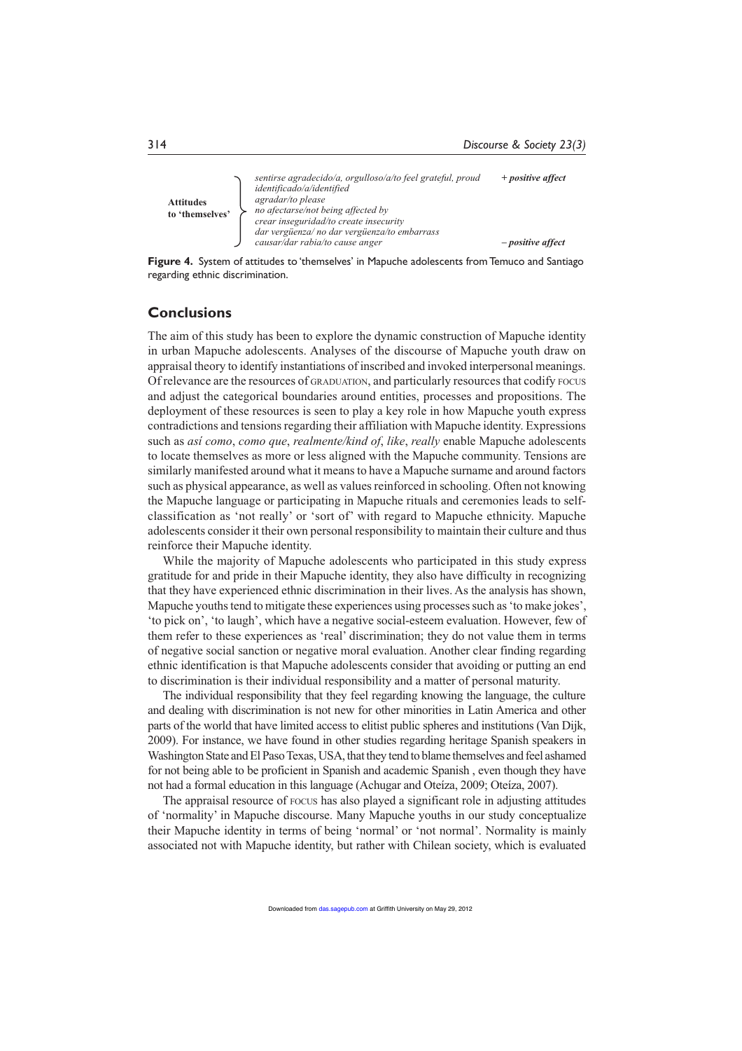Attitudes to 'themselves'

*sentirse agradecido/a, orgulloso/a/to feel grateful, proud* **+ *positive affect***
*identificado/a/identified*
*agradar/to please*
*no afectarse/not being affected by*
*crear inseguridad/to create insecurity*
*dar vergüenza/ no dar vergüenza/to embarrass*
*causar/dar rabia/to cause anger* **– *positive affect***

**Figure 4.** System of attitudes to 'themselves' in Mapuche adolescents from Temuco and Santiago regarding ethnic discrimination.

## Conclusions

The aim of this study has been to explore the dynamic construction of Mapuche identity in urban Mapuche adolescents. Analyses of the discourse of Mapuche youth draw on appraisal theory to identify instantiations of inscribed and invoked interpersonal meanings. Of relevance are the resources of GRADUATION, and particularly resources that codify FOCUS and adjust the categorical boundaries around entities, processes and propositions. The deployment of these resources is seen to play a key role in how Mapuche youth express contradictions and tensions regarding their affiliation with Mapuche identity. Expressions such as *así como*, *como que*, *realmente/kind of*, *like*, *really* enable Mapuche adolescents to locate themselves as more or less aligned with the Mapuche community. Tensions are similarly manifested around what it means to have a Mapuche surname and around factors such as physical appearance, as well as values reinforced in schooling. Often not knowing the Mapuche language or participating in Mapuche rituals and ceremonies leads to self-classification as 'not really' or 'sort of' with regard to Mapuche ethnicity. Mapuche adolescents consider it their own personal responsibility to maintain their culture and thus reinforce their Mapuche identity.

While the majority of Mapuche adolescents who participated in this study express gratitude for and pride in their Mapuche identity, they also have difficulty in recognizing that they have experienced ethnic discrimination in their lives. As the analysis has shown, Mapuche youths tend to mitigate these experiences using processes such as 'to make jokes', 'to pick on', 'to laugh', which have a negative social-esteem evaluation. However, few of them refer to these experiences as 'real' discrimination; they do not value them in terms of negative social sanction or negative moral evaluation. Another clear finding regarding ethnic identification is that Mapuche adolescents consider that avoiding or putting an end to discrimination is their individual responsibility and a matter of personal maturity.

The individual responsibility that they feel regarding knowing the language, the culture and dealing with discrimination is not new for other minorities in Latin America and other parts of the world that have limited access to elitist public spheres and institutions (Van Dijk, 2009). For instance, we have found in other studies regarding heritage Spanish speakers in Washington State and El Paso Texas, USA, that they tend to blame themselves and feel ashamed for not being able to be proficient in Spanish and academic Spanish , even though they have not had a formal education in this language (Achugar and Oteíza, 2009; Oteíza, 2007).

The appraisal resource of FOCUS has also played a significant role in adjusting attitudes of 'normality' in Mapuche discourse. Many Mapuche youths in our study conceptualize their Mapuche identity in terms of being 'normal' or 'not normal'. Normality is mainly associated not with Mapuche identity, but rather with Chilean society, which is evaluated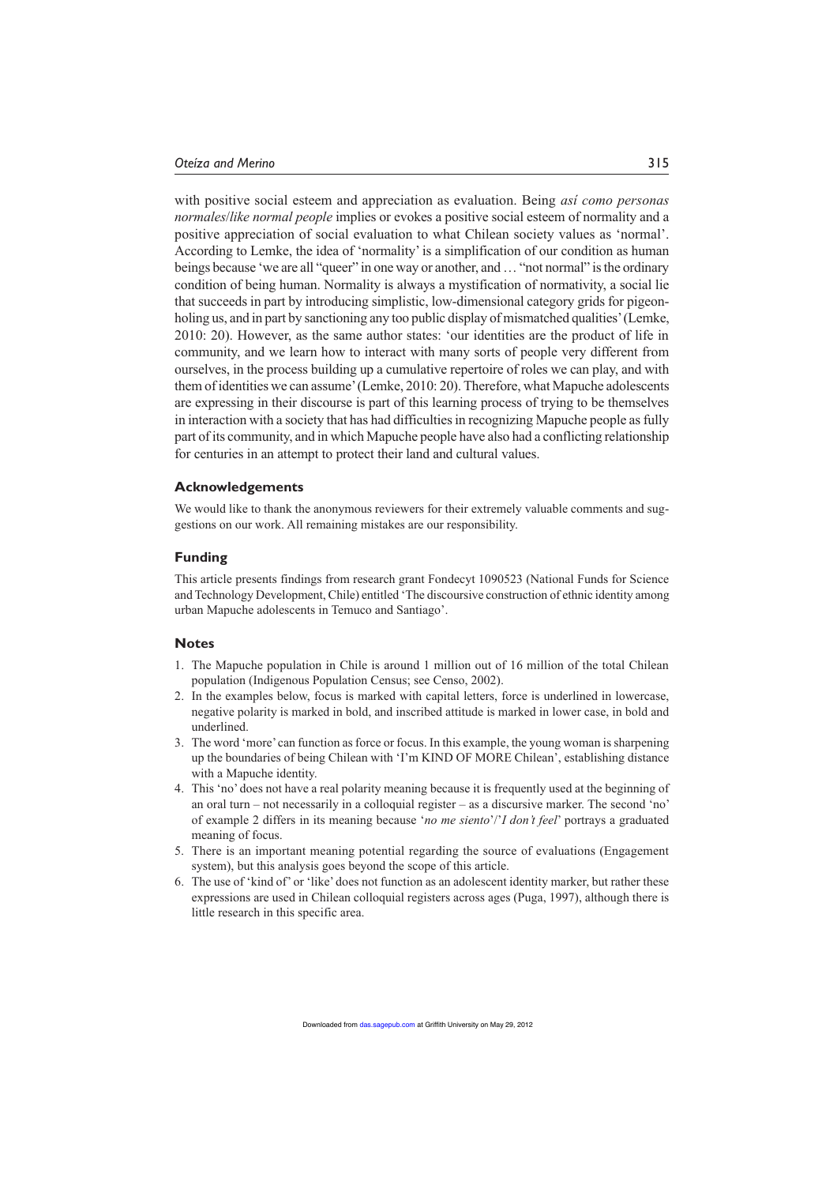with positive social esteem and appreciation as evaluation. Being *así como personas normales*/*like normal people* implies or evokes a positive social esteem of normality and a positive appreciation of social evaluation to what Chilean society values as 'normal'. According to Lemke, the idea of 'normality' is a simplification of our condition as human beings because 'we are all "queer" in one way or another, and … "not normal" is the ordinary condition of being human. Normality is always a mystification of normativity, a social lie that succeeds in part by introducing simplistic, low-dimensional category grids for pigeonholing us, and in part by sanctioning any too public display of mismatched qualities' (Lemke, 2010: 20). However, as the same author states: 'our identities are the product of life in community, and we learn how to interact with many sorts of people very different from ourselves, in the process building up a cumulative repertoire of roles we can play, and with them of identities we can assume' (Lemke, 2010: 20). Therefore, what Mapuche adolescents are expressing in their discourse is part of this learning process of trying to be themselves in interaction with a society that has had difficulties in recognizing Mapuche people as fully part of its community, and in which Mapuche people have also had a conflicting relationship for centuries in an attempt to protect their land and cultural values.

## Acknowledgements

We would like to thank the anonymous reviewers for their extremely valuable comments and suggestions on our work. All remaining mistakes are our responsibility.

## Funding

This article presents findings from research grant Fondecyt 1090523 (National Funds for Science and Technology Development, Chile) entitled 'The discoursive construction of ethnic identity among urban Mapuche adolescents in Temuco and Santiago'.

## Notes

1. The Mapuche population in Chile is around 1 million out of 16 million of the total Chilean population (Indigenous Population Census; see Censo, 2002).
2. In the examples below, focus is marked with capital letters, force is underlined in lowercase, negative polarity is marked in bold, and inscribed attitude is marked in lower case, in bold and underlined.
3. The word 'more' can function as force or focus. In this example, the young woman is sharpening up the boundaries of being Chilean with 'I'm KIND OF MORE Chilean', establishing distance with a Mapuche identity.
4. This 'no' does not have a real polarity meaning because it is frequently used at the beginning of an oral turn – not necessarily in a colloquial register – as a discursive marker. The second 'no' of example 2 differs in its meaning because '*no me siento*'/'*I don't feel*' portrays a graduated meaning of focus.
5. There is an important meaning potential regarding the source of evaluations (Engagement system), but this analysis goes beyond the scope of this article.
6. The use of 'kind of' or 'like' does not function as an adolescent identity marker, but rather these expressions are used in Chilean colloquial registers across ages (Puga, 1997), although there is little research in this specific area.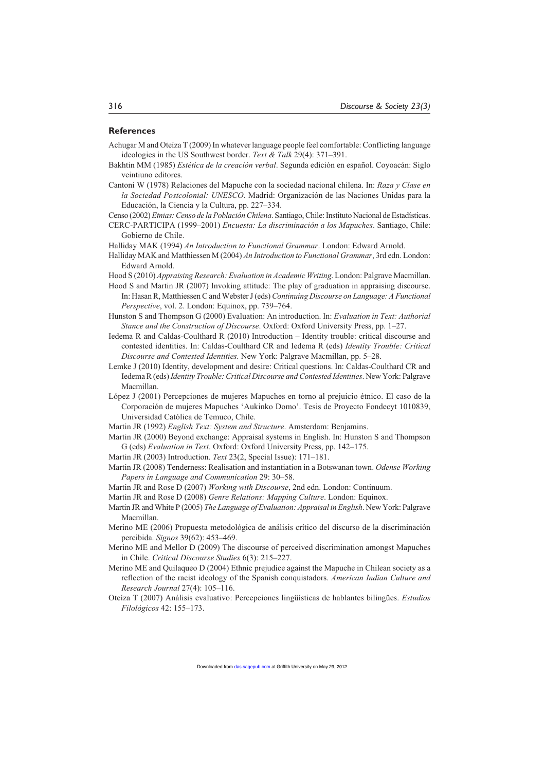## References

Achugar M and Oteíza T (2009) In whatever language people feel comfortable: Conflicting language ideologies in the US Southwest border. *Text & Talk* 29(4): 371–391.

Bakhtin MM (1985) *Estética de la creación verbal*. Segunda edición en español. Coyoacán: Siglo veintiuno editores.

Cantoni W (1978) Relaciones del Mapuche con la sociedad nacional chilena. In: *Raza y Clase en la Sociedad Postcolonial: UNESCO*. Madrid: Organización de las Naciones Unidas para la Educación, la Ciencia y la Cultura, pp. 227–334.

Censo (2002) *Etnias: Censo de la Población Chilena*. Santiago, Chile: Instituto Nacional de Estadísticas.

CERC-PARTICIPA (1999–2001) *Encuesta: La discriminación a los Mapuches*. Santiago, Chile: Gobierno de Chile.

Halliday MAK (1994) *An Introduction to Functional Grammar*. London: Edward Arnold.

Halliday MAK and Matthiessen M (2004) *An Introduction to Functional Grammar*, 3rd edn. London: Edward Arnold.

Hood S (2010) *Appraising Research: Evaluation in Academic Writing*. London: Palgrave Macmillan.

Hood S and Martin JR (2007) Invoking attitude: The play of graduation in appraising discourse. In: Hasan R, Matthiessen C and Webster J (eds) *Continuing Discourse on Language: A Functional Perspective*, vol. 2. London: Equinox, pp. 739–764.

Hunston S and Thompson G (2000) Evaluation: An introduction. In: *Evaluation in Text: Authorial Stance and the Construction of Discourse*. Oxford: Oxford University Press, pp. 1–27.

Iedema R and Caldas-Coulthard R (2010) Introduction – Identity trouble: critical discourse and contested identities. In: Caldas-Coulthard CR and Iedema R (eds) *Identity Trouble: Critical Discourse and Contested Identities.* New York: Palgrave Macmillan, pp. 5–28.

Lemke J (2010) Identity, development and desire: Critical questions. In: Caldas-Coulthard CR and Iedema R (eds) *Identity Trouble: Critical Discourse and Contested Identities*. New York: Palgrave Macmillan.

López J (2001) Percepciones de mujeres Mapuches en torno al prejuicio étnico. El caso de la Corporación de mujeres Mapuches 'Aukinko Domo'. Tesis de Proyecto Fondecyt 1010839, Universidad Católica de Temuco, Chile.

Martin JR (1992) *English Text: System and Structure*. Amsterdam: Benjamins.

Martin JR (2000) Beyond exchange: Appraisal systems in English. In: Hunston S and Thompson G (eds) *Evaluation in Text*. Oxford: Oxford University Press, pp. 142–175.

Martin JR (2003) Introduction. *Text* 23(2, Special Issue): 171–181.

Martin JR (2008) Tenderness: Realisation and instantiation in a Botswanan town. *Odense Working Papers in Language and Communication* 29: 30–58.

Martin JR and Rose D (2007) *Working with Discourse*, 2nd edn. London: Continuum.

Martin JR and Rose D (2008) *Genre Relations: Mapping Culture*. London: Equinox.

Martin JR and White P (2005) *The Language of Evaluation: Appraisal in English*. New York: Palgrave Macmillan.

Merino ME (2006) Propuesta metodológica de análisis crítico del discurso de la discriminación percibida. *Signos* 39(62): 453–469.

Merino ME and Mellor D (2009) The discourse of perceived discrimination amongst Mapuches in Chile. *Critical Discourse Studies* 6(3): 215–227.

Merino ME and Quilaqueo D (2004) Ethnic prejudice against the Mapuche in Chilean society as a reflection of the racist ideology of the Spanish conquistadors. *American Indian Culture and Research Journal* 27(4): 105–116.

Oteíza T (2007) Análisis evaluativo: Percepciones lingüísticas de hablantes bilingües. *Estudios Filológicos* 42: 155–173.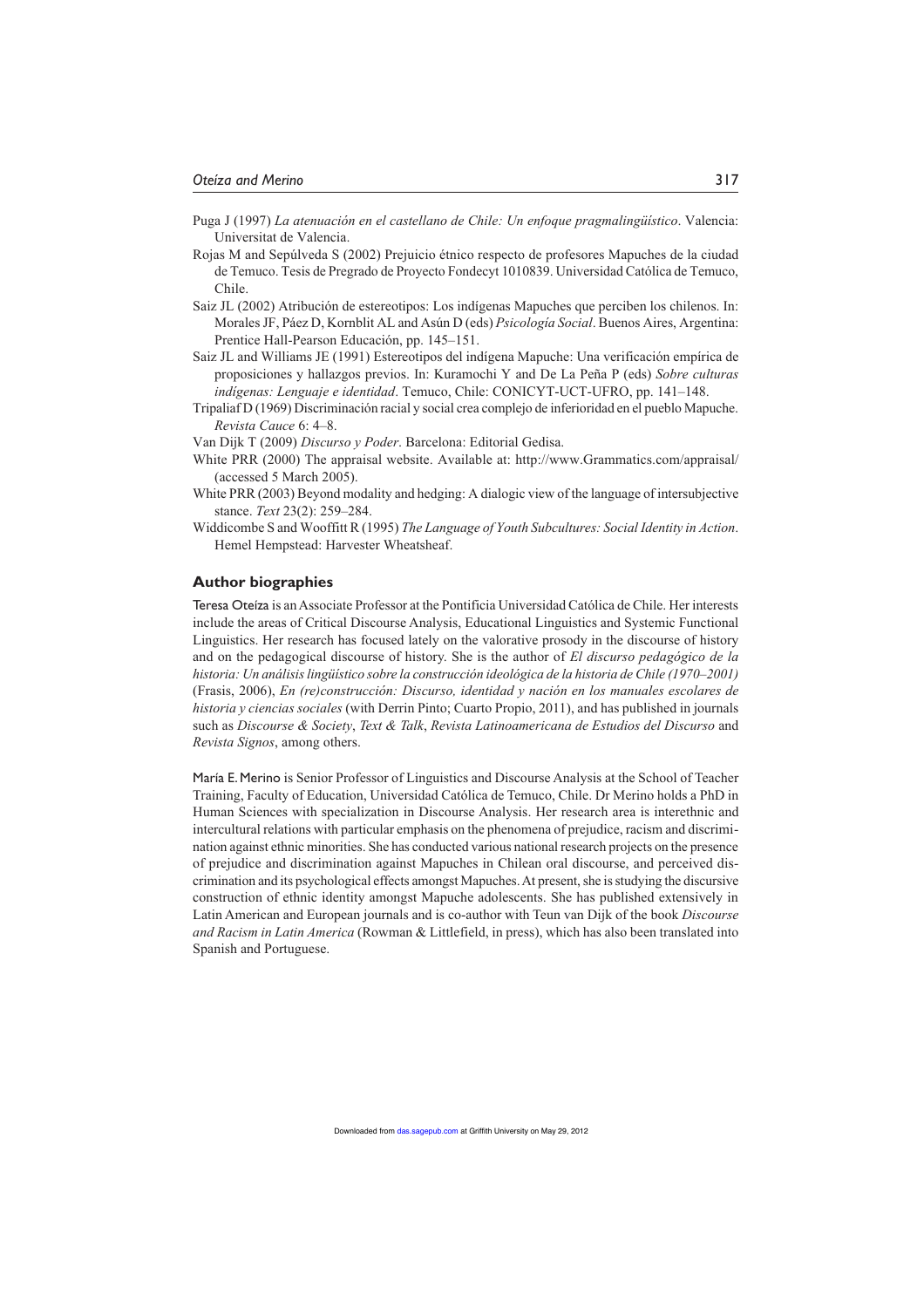Puga J (1997) *La atenuación en el castellano de Chile: Un enfoque pragmalingüístico*. Valencia: Universitat de Valencia.

Rojas M and Sepúlveda S (2002) Prejuicio étnico respecto de profesores Mapuches de la ciudad de Temuco. Tesis de Pregrado de Proyecto Fondecyt 1010839. Universidad Católica de Temuco, Chile.

Saiz JL (2002) Atribución de estereotipos: Los indígenas Mapuches que perciben los chilenos. In: Morales JF, Páez D, Kornblit AL and Asún D (eds) *Psicología Social*. Buenos Aires, Argentina: Prentice Hall-Pearson Educación, pp. 145–151.

Saiz JL and Williams JE (1991) Estereotipos del indígena Mapuche: Una verificación empírica de proposiciones y hallazgos previos. In: Kuramochi Y and De La Peña P (eds) *Sobre culturas indígenas: Lenguaje e identidad*. Temuco, Chile: CONICYT-UCT-UFRO, pp. 141–148.

Tripaliaf D (1969) Discriminación racial y social crea complejo de inferioridad en el pueblo Mapuche. *Revista Cauce* 6: 4–8.

Van Dijk T (2009) *Discurso y Poder*. Barcelona: Editorial Gedisa.

White PRR (2000) The appraisal website. Available at: http://www.Grammatics.com/appraisal/ (accessed 5 March 2005).

White PRR (2003) Beyond modality and hedging: A dialogic view of the language of intersubjective stance. *Text* 23(2): 259–284.

Widdicombe S and Wooffitt R (1995) *The Language of Youth Subcultures: Social Identity in Action*. Hemel Hempstead: Harvester Wheatsheaf.

## Author biographies

**Teresa Oteíza** is an Associate Professor at the Pontificia Universidad Católica de Chile. Her interests include the areas of Critical Discourse Analysis, Educational Linguistics and Systemic Functional Linguistics. Her research has focused lately on the valorative prosody in the discourse of history and on the pedagogical discourse of history. She is the author of *El discurso pedagógico de la historia: Un análisis lingüístico sobre la construcción ideológica de la historia de Chile (1970–2001)* (Frasis, 2006), *En (re)construcción: Discurso, identidad y nación en los manuales escolares de historia y ciencias sociales* (with Derrin Pinto; Cuarto Propio, 2011), and has published in journals such as *Discourse & Society*, *Text & Talk*, *Revista Latinoamericana de Estudios del Discurso* and *Revista Signos*, among others.

**María E. Merino** is Senior Professor of Linguistics and Discourse Analysis at the School of Teacher Training, Faculty of Education, Universidad Católica de Temuco, Chile. Dr Merino holds a PhD in Human Sciences with specialization in Discourse Analysis. Her research area is interethnic and intercultural relations with particular emphasis on the phenomena of prejudice, racism and discrimination against ethnic minorities. She has conducted various national research projects on the presence of prejudice and discrimination against Mapuches in Chilean oral discourse, and perceived discrimination and its psychological effects amongst Mapuches. At present, she is studying the discursive construction of ethnic identity amongst Mapuche adolescents. She has published extensively in Latin American and European journals and is co-author with Teun van Dijk of the book *Discourse and Racism in Latin America* (Rowman & Littlefield, in press), which has also been translated into Spanish and Portuguese.